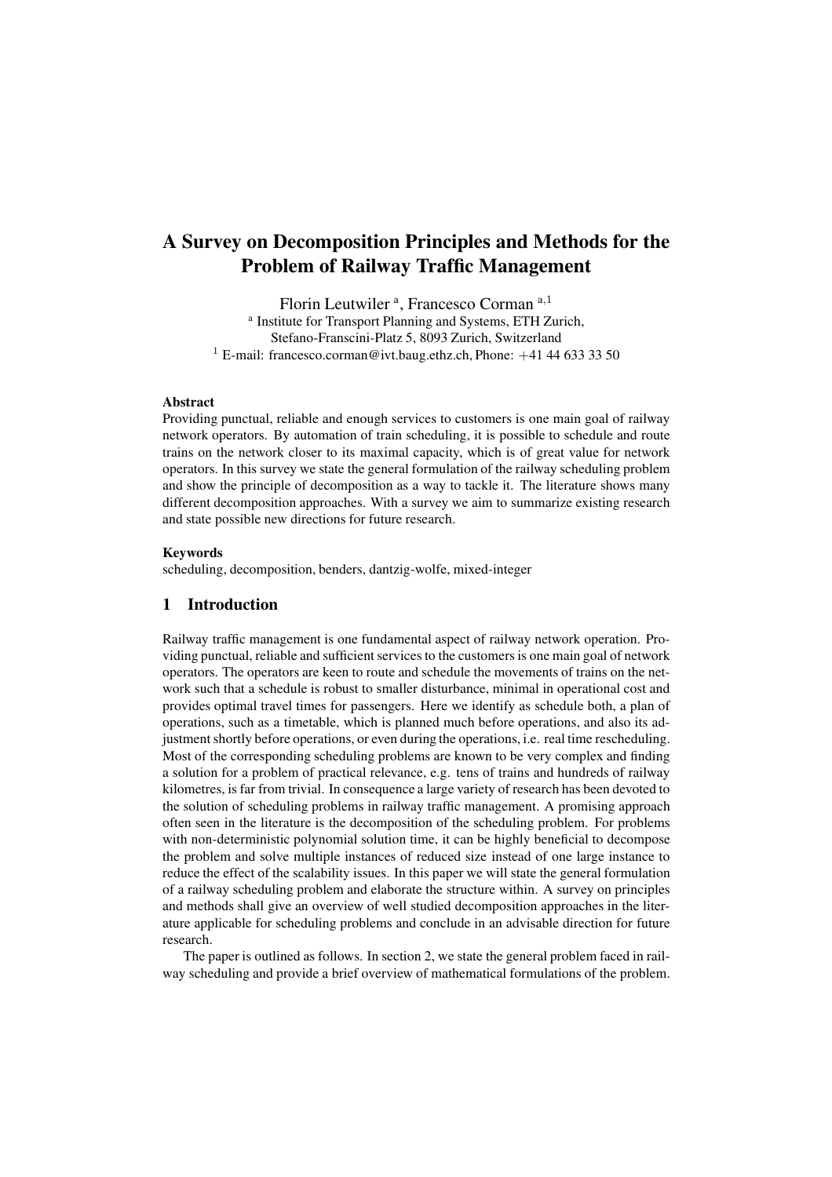# A Survey on Decomposition Principles and Methods for the Problem of Railway Traffic Management

Florin Leutwiler [a], Francesco Corman [a,1]

[a] Institute for Transport Planning and Systems, ETH Zurich, Stefano-Franscini-Platz 5, 8093 Zurich, Switzerland

[1] E-mail: francesco.corman@ivt.baug.ethz.ch, Phone: +41 44 633 33 50

### Abstract

Providing punctual, reliable and enough services to customers is one main goal of railway network operators. By automation of train scheduling, it is possible to schedule and route trains on the network closer to its maximal capacity, which is of great value for network operators. In this survey we state the general formulation of the railway scheduling problem and show the principle of decomposition as a way to tackle it. The literature shows many different decomposition approaches. With a survey we aim to summarize existing research and state possible new directions for future research.

### Keywords

scheduling, decomposition, benders, dantzig-wolfe, mixed-integer

## 1 Introduction

Railway traffic management is one fundamental aspect of railway network operation. Providing punctual, reliable and sufficient services to the customers is one main goal of network operators. The operators are keen to route and schedule the movements of trains on the network such that a schedule is robust to smaller disturbance, minimal in operational cost and provides optimal travel times for passengers. Here we identify as schedule both, a plan of operations, such as a timetable, which is planned much before operations, and also its adjustment shortly before operations, or even during the operations, i.e. real time rescheduling. Most of the corresponding scheduling problems are known to be very complex and finding a solution for a problem of practical relevance, e.g. tens of trains and hundreds of railway kilometres, is far from trivial. In consequence a large variety of research has been devoted to the solution of scheduling problems in railway traffic management. A promising approach often seen in the literature is the decomposition of the scheduling problem. For problems with non-deterministic polynomial solution time, it can be highly beneficial to decompose the problem and solve multiple instances of reduced size instead of one large instance to reduce the effect of the scalability issues. In this paper we will state the general formulation of a railway scheduling problem and elaborate the structure within. A survey on principles and methods shall give an overview of well studied decomposition approaches in the literature applicable for scheduling problems and conclude in an advisable direction for future research.

The paper is outlined as follows. In section 2, we state the general problem faced in railway scheduling and provide a brief overview of mathematical formulations of the problem.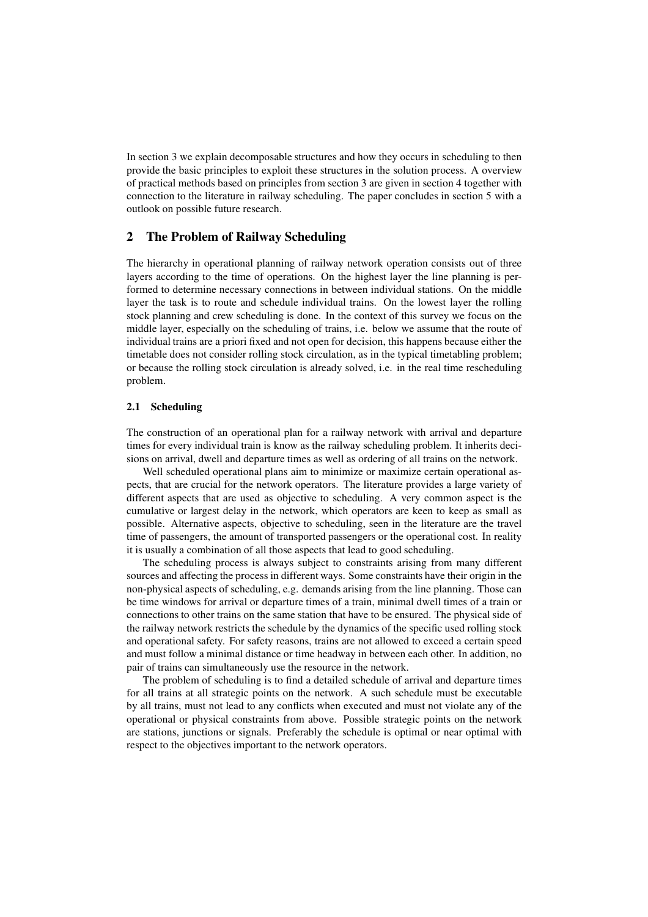In section 3 we explain decomposable structures and how they occurs in scheduling to then provide the basic principles to exploit these structures in the solution process. A overview of practical methods based on principles from section 3 are given in section 4 together with connection to the literature in railway scheduling. The paper concludes in section 5 with a outlook on possible future research.

## 2 The Problem of Railway Scheduling

The hierarchy in operational planning of railway network operation consists out of three layers according to the time of operations. On the highest layer the line planning is performed to determine necessary connections in between individual stations. On the middle layer the task is to route and schedule individual trains. On the lowest layer the rolling stock planning and crew scheduling is done. In the context of this survey we focus on the middle layer, especially on the scheduling of trains, i.e. below we assume that the route of individual trains are a priori fixed and not open for decision, this happens because either the timetable does not consider rolling stock circulation, as in the typical timetabling problem; or because the rolling stock circulation is already solved, i.e. in the real time rescheduling problem.

### 2.1 Scheduling

The construction of an operational plan for a railway network with arrival and departure times for every individual train is know as the railway scheduling problem. It inherits decisions on arrival, dwell and departure times as well as ordering of all trains on the network.

Well scheduled operational plans aim to minimize or maximize certain operational aspects, that are crucial for the network operators. The literature provides a large variety of different aspects that are used as objective to scheduling. A very common aspect is the cumulative or largest delay in the network, which operators are keen to keep as small as possible. Alternative aspects, objective to scheduling, seen in the literature are the travel time of passengers, the amount of transported passengers or the operational cost. In reality it is usually a combination of all those aspects that lead to good scheduling.

The scheduling process is always subject to constraints arising from many different sources and affecting the process in different ways. Some constraints have their origin in the non-physical aspects of scheduling, e.g. demands arising from the line planning. Those can be time windows for arrival or departure times of a train, minimal dwell times of a train or connections to other trains on the same station that have to be ensured. The physical side of the railway network restricts the schedule by the dynamics of the specific used rolling stock and operational safety. For safety reasons, trains are not allowed to exceed a certain speed and must follow a minimal distance or time headway in between each other. In addition, no pair of trains can simultaneously use the resource in the network.

The problem of scheduling is to find a detailed schedule of arrival and departure times for all trains at all strategic points on the network. A such schedule must be executable by all trains, must not lead to any conflicts when executed and must not violate any of the operational or physical constraints from above. Possible strategic points on the network are stations, junctions or signals. Preferably the schedule is optimal or near optimal with respect to the objectives important to the network operators.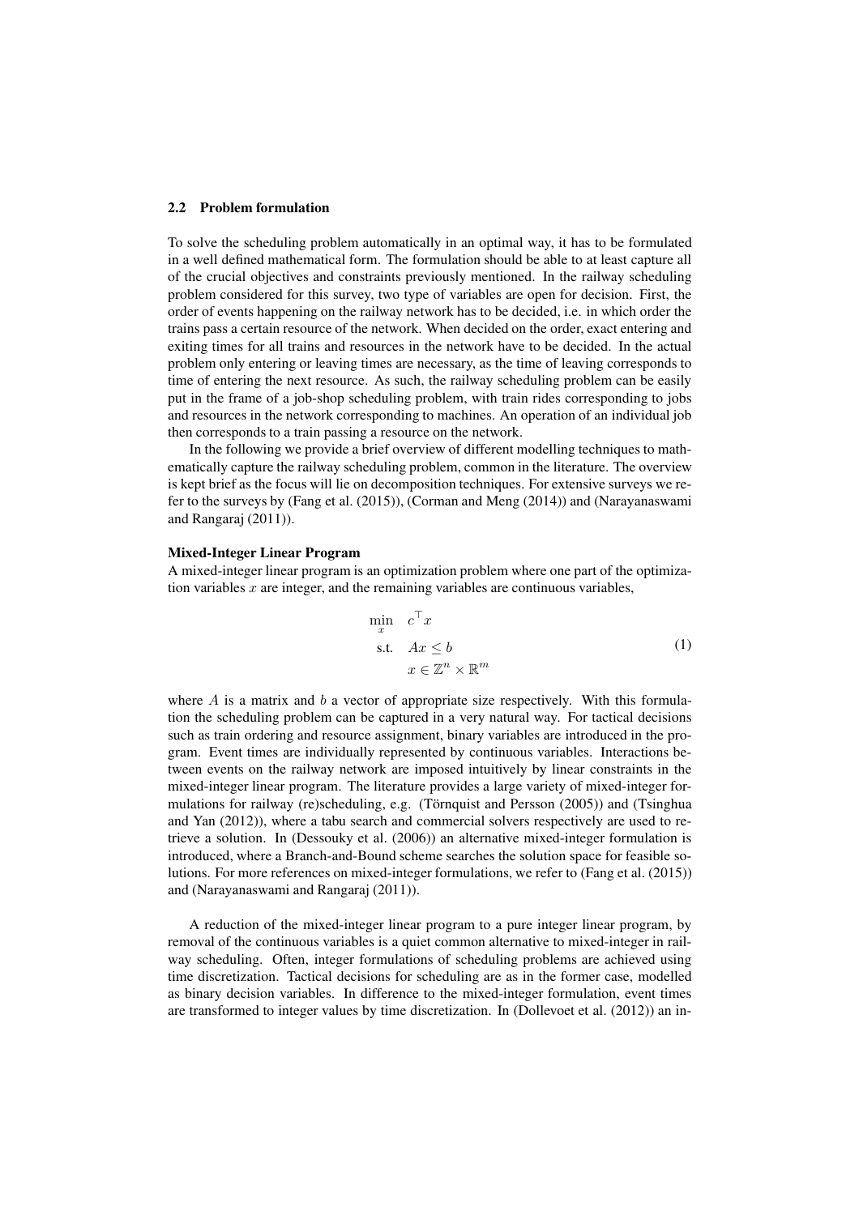### 2.2 Problem formulation

To solve the scheduling problem automatically in an optimal way, it has to be formulated in a well defined mathematical form. The formulation should be able to at least capture all of the crucial objectives and constraints previously mentioned. In the railway scheduling problem considered for this survey, two type of variables are open for decision. First, the order of events happening on the railway network has to be decided, i.e. in which order the trains pass a certain resource of the network. When decided on the order, exact entering and exiting times for all trains and resources in the network have to be decided. In the actual problem only entering or leaving times are necessary, as the time of leaving corresponds to time of entering the next resource. As such, the railway scheduling problem can be easily put in the frame of a job-shop scheduling problem, with train rides corresponding to jobs and resources in the network corresponding to machines. An operation of an individual job then corresponds to a train passing a resource on the network.

In the following we provide a brief overview of different modelling techniques to mathematically capture the railway scheduling problem, common in the literature. The overview is kept brief as the focus will lie on decomposition techniques. For extensive surveys we refer to the surveys by (Fang et al. (2015)), (Corman and Meng (2014)) and (Narayanaswami and Rangaraj (2011)).

**Mixed-Integer Linear Program**

A mixed-integer linear program is an optimization problem where one part of the optimization variables $x$ are integer, and the remaining variables are continuous variables,

$$
\begin{aligned}
\min_{x} \quad & c^\top x \\
\text{s.t.} \quad & Ax \leq b \\
& x \in \mathbb{Z}^n \times \mathbb{R}^m
\end{aligned}
\tag{1}
$$

where $A$ is a matrix and $b$ a vector of appropriate size respectively. With this formulation the scheduling problem can be captured in a very natural way. For tactical decisions such as train ordering and resource assignment, binary variables are introduced in the program. Event times are individually represented by continuous variables. Interactions between events on the railway network are imposed intuitively by linear constraints in the mixed-integer linear program. The literature provides a large variety of mixed-integer formulations for railway (re)scheduling, e.g. (Törnquist and Persson (2005)) and (Tsinghua and Yan (2012)), where a tabu search and commercial solvers respectively are used to retrieve a solution. In (Dessouky et al. (2006)) an alternative mixed-integer formulation is introduced, where a Branch-and-Bound scheme searches the solution space for feasible solutions. For more references on mixed-integer formulations, we refer to (Fang et al. (2015)) and (Narayanaswami and Rangaraj (2011)).

A reduction of the mixed-integer linear program to a pure integer linear program, by removal of the continuous variables is a quiet common alternative to mixed-integer in railway scheduling. Often, integer formulations of scheduling problems are achieved using time discretization. Tactical decisions for scheduling are as in the former case, modelled as binary decision variables. In difference to the mixed-integer formulation, event times are transformed to integer values by time discretization. In (Dollevoet et al. (2012)) an in-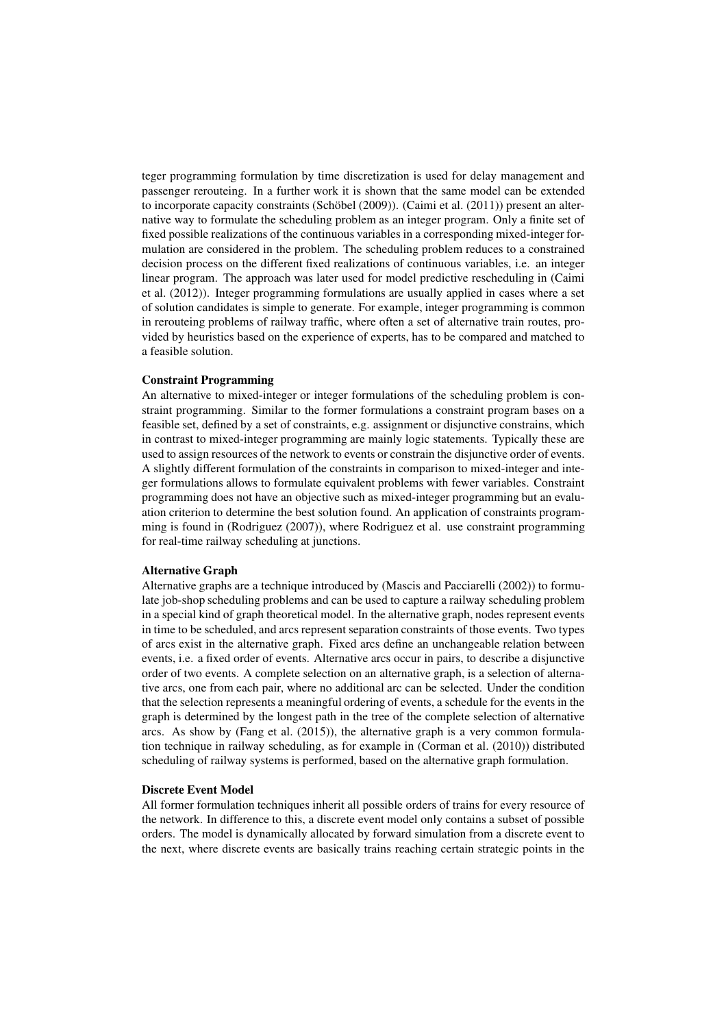teger programming formulation by time discretization is used for delay management and passenger rerouteing. In a further work it is shown that the same model can be extended to incorporate capacity constraints (Schöbel (2009)). (Caimi et al. (2011)) present an alternative way to formulate the scheduling problem as an integer program. Only a finite set of fixed possible realizations of the continuous variables in a corresponding mixed-integer formulation are considered in the problem. The scheduling problem reduces to a constrained decision process on the different fixed realizations of continuous variables, i.e. an integer linear program. The approach was later used for model predictive rescheduling in (Caimi et al. (2012)). Integer programming formulations are usually applied in cases where a set of solution candidates is simple to generate. For example, integer programming is common in rerouteing problems of railway traffic, where often a set of alternative train routes, provided by heuristics based on the experience of experts, has to be compared and matched to a feasible solution.

**Constraint Programming**

An alternative to mixed-integer or integer formulations of the scheduling problem is constraint programming. Similar to the former formulations a constraint program bases on a feasible set, defined by a set of constraints, e.g. assignment or disjunctive constrains, which in contrast to mixed-integer programming are mainly logic statements. Typically these are used to assign resources of the network to events or constrain the disjunctive order of events. A slightly different formulation of the constraints in comparison to mixed-integer and integer formulations allows to formulate equivalent problems with fewer variables. Constraint programming does not have an objective such as mixed-integer programming but an evaluation criterion to determine the best solution found. An application of constraints programming is found in (Rodriguez (2007)), where Rodriguez et al. use constraint programming for real-time railway scheduling at junctions.

**Alternative Graph**

Alternative graphs are a technique introduced by (Mascis and Pacciarelli (2002)) to formulate job-shop scheduling problems and can be used to capture a railway scheduling problem in a special kind of graph theoretical model. In the alternative graph, nodes represent events in time to be scheduled, and arcs represent separation constraints of those events. Two types of arcs exist in the alternative graph. Fixed arcs define an unchangeable relation between events, i.e. a fixed order of events. Alternative arcs occur in pairs, to describe a disjunctive order of two events. A complete selection on an alternative graph, is a selection of alternative arcs, one from each pair, where no additional arc can be selected. Under the condition that the selection represents a meaningful ordering of events, a schedule for the events in the graph is determined by the longest path in the tree of the complete selection of alternative arcs. As show by (Fang et al. (2015)), the alternative graph is a very common formulation technique in railway scheduling, as for example in (Corman et al. (2010)) distributed scheduling of railway systems is performed, based on the alternative graph formulation.

**Discrete Event Model**

All former formulation techniques inherit all possible orders of trains for every resource of the network. In difference to this, a discrete event model only contains a subset of possible orders. The model is dynamically allocated by forward simulation from a discrete event to the next, where discrete events are basically trains reaching certain strategic points in the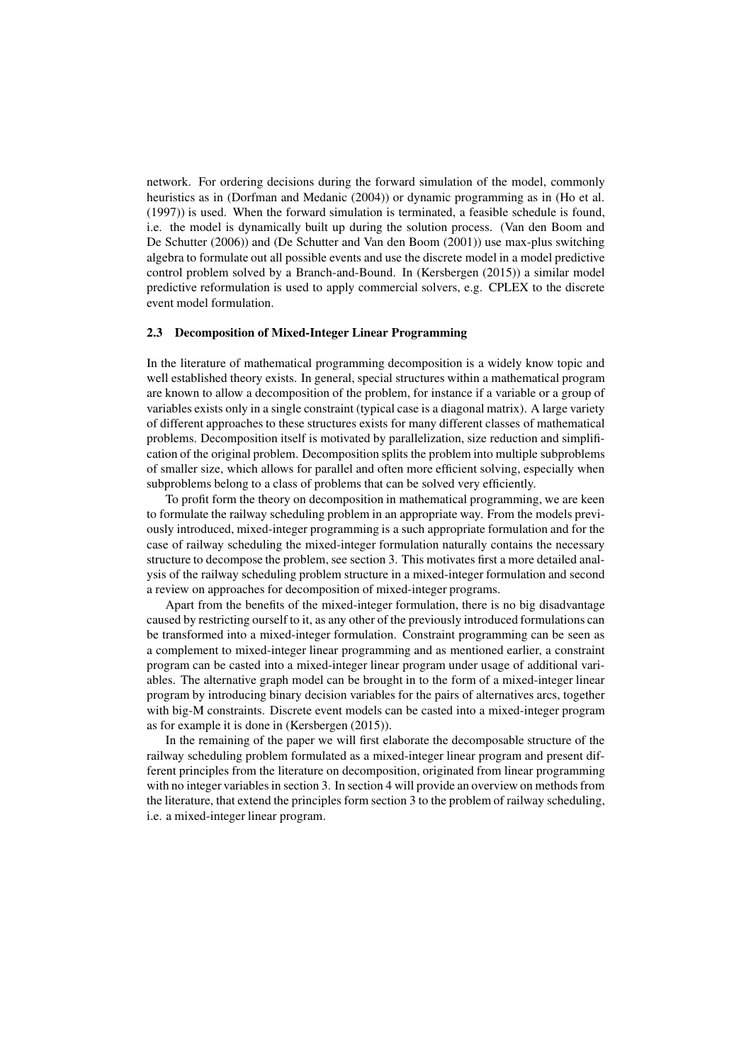network. For ordering decisions during the forward simulation of the model, commonly heuristics as in (Dorfman and Medanic (2004)) or dynamic programming as in (Ho et al. (1997)) is used. When the forward simulation is terminated, a feasible schedule is found, i.e. the model is dynamically built up during the solution process. (Van den Boom and De Schutter (2006)) and (De Schutter and Van den Boom (2001)) use max-plus switching algebra to formulate out all possible events and use the discrete model in a model predictive control problem solved by a Branch-and-Bound. In (Kersbergen (2015)) a similar model predictive reformulation is used to apply commercial solvers, e.g. CPLEX to the discrete event model formulation.

### 2.3 Decomposition of Mixed-Integer Linear Programming

In the literature of mathematical programming decomposition is a widely know topic and well established theory exists. In general, special structures within a mathematical program are known to allow a decomposition of the problem, for instance if a variable or a group of variables exists only in a single constraint (typical case is a diagonal matrix). A large variety of different approaches to these structures exists for many different classes of mathematical problems. Decomposition itself is motivated by parallelization, size reduction and simplification of the original problem. Decomposition splits the problem into multiple subproblems of smaller size, which allows for parallel and often more efficient solving, especially when subproblems belong to a class of problems that can be solved very efficiently.

To profit form the theory on decomposition in mathematical programming, we are keen to formulate the railway scheduling problem in an appropriate way. From the models previously introduced, mixed-integer programming is a such appropriate formulation and for the case of railway scheduling the mixed-integer formulation naturally contains the necessary structure to decompose the problem, see section 3. This motivates first a more detailed analysis of the railway scheduling problem structure in a mixed-integer formulation and second a review on approaches for decomposition of mixed-integer programs.

Apart from the benefits of the mixed-integer formulation, there is no big disadvantage caused by restricting ourself to it, as any other of the previously introduced formulations can be transformed into a mixed-integer formulation. Constraint programming can be seen as a complement to mixed-integer linear programming and as mentioned earlier, a constraint program can be casted into a mixed-integer linear program under usage of additional variables. The alternative graph model can be brought in to the form of a mixed-integer linear program by introducing binary decision variables for the pairs of alternatives arcs, together with big-M constraints. Discrete event models can be casted into a mixed-integer program as for example it is done in (Kersbergen (2015)).

In the remaining of the paper we will first elaborate the decomposable structure of the railway scheduling problem formulated as a mixed-integer linear program and present different principles from the literature on decomposition, originated from linear programming with no integer variables in section 3. In section 4 will provide an overview on methods from the literature, that extend the principles form section 3 to the problem of railway scheduling, i.e. a mixed-integer linear program.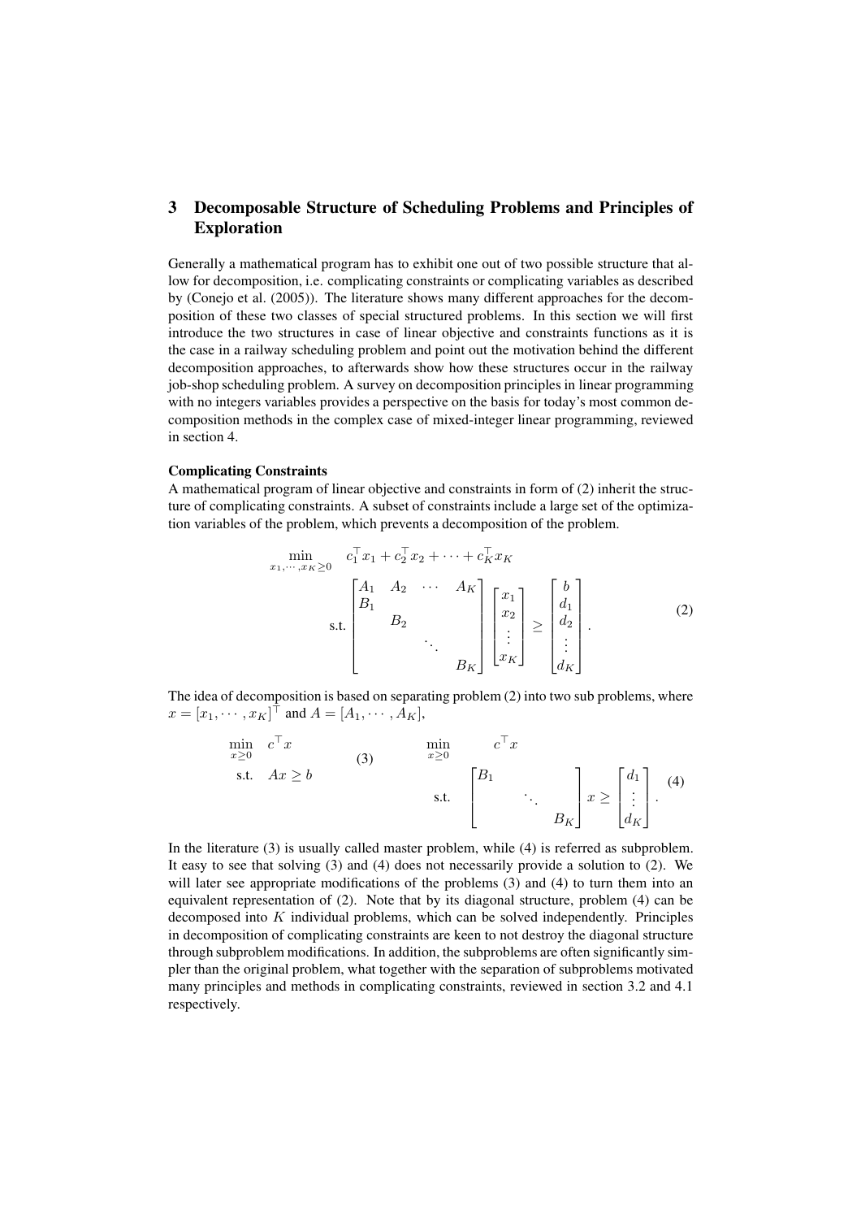## 3 Decomposable Structure of Scheduling Problems and Principles of Exploration

Generally a mathematical program has to exhibit one out of two possible structure that allow for decomposition, i.e. complicating constraints or complicating variables as described by (Conejo et al. (2005)). The literature shows many different approaches for the decomposition of these two classes of special structured problems. In this section we will first introduce the two structures in case of linear objective and constraints functions as it is the case in a railway scheduling problem and point out the motivation behind the different decomposition approaches, to afterwards show how these structures occur in the railway job-shop scheduling problem. A survey on decomposition principles in linear programming with no integers variables provides a perspective on the basis for today's most common decomposition methods in the complex case of mixed-integer linear programming, reviewed in section 4.

**Complicating Constraints**

A mathematical program of linear objective and constraints in form of (2) inherit the structure of complicating constraints. A subset of constraints include a large set of the optimization variables of the problem, which prevents a decomposition of the problem.

$$\begin{aligned} \min_{x_1,\cdots,x_K \geq 0} \quad & c_1^\top x_1 + c_2^\top x_2 + \cdots + c_K^\top x_K \\ \text{s.t.} \quad & \begin{bmatrix} A_1 & A_2 & \cdots & A_K \\ B_1 & & & \\ & B_2 & & \\ & & \ddots & \\ & & & B_K \end{bmatrix} \begin{bmatrix} x_1 \\ x_2 \\ \vdots \\ x_K \end{bmatrix} \geq \begin{bmatrix} b \\ d_1 \\ d_2 \\ \vdots \\ d_K \end{bmatrix}. \end{aligned} \tag{2}$$

The idea of decomposition is based on separating problem (2) into two sub problems, where $x = [x_1, \cdots, x_K]^\top$ and $A = [A_1, \cdots, A_K]$,

$$\begin{aligned} \min_{x \geq 0} \quad & c^\top x \\ \text{s.t.} \quad & Ax \geq b \end{aligned} \tag{3}$$

$$\begin{aligned} \min_{x \geq 0} \quad & c^\top x \\ \text{s.t.} \quad & \begin{bmatrix} B_1 & & \\ & \ddots & \\ & & B_K \end{bmatrix} x \geq \begin{bmatrix} d_1 \\ \vdots \\ d_K \end{bmatrix}. \end{aligned} \tag{4}$$

In the literature (3) is usually called master problem, while (4) is referred as subproblem. It easy to see that solving (3) and (4) does not necessarily provide a solution to (2). We will later see appropriate modifications of the problems (3) and (4) to turn them into an equivalent representation of (2). Note that by its diagonal structure, problem (4) can be decomposed into $K$ individual problems, which can be solved independently. Principles in decomposition of complicating constraints are keen to not destroy the diagonal structure through subproblem modifications. In addition, the subproblems are often significantly simpler than the original problem, what together with the separation of subproblems motivated many principles and methods in complicating constraints, reviewed in section 3.2 and 4.1 respectively.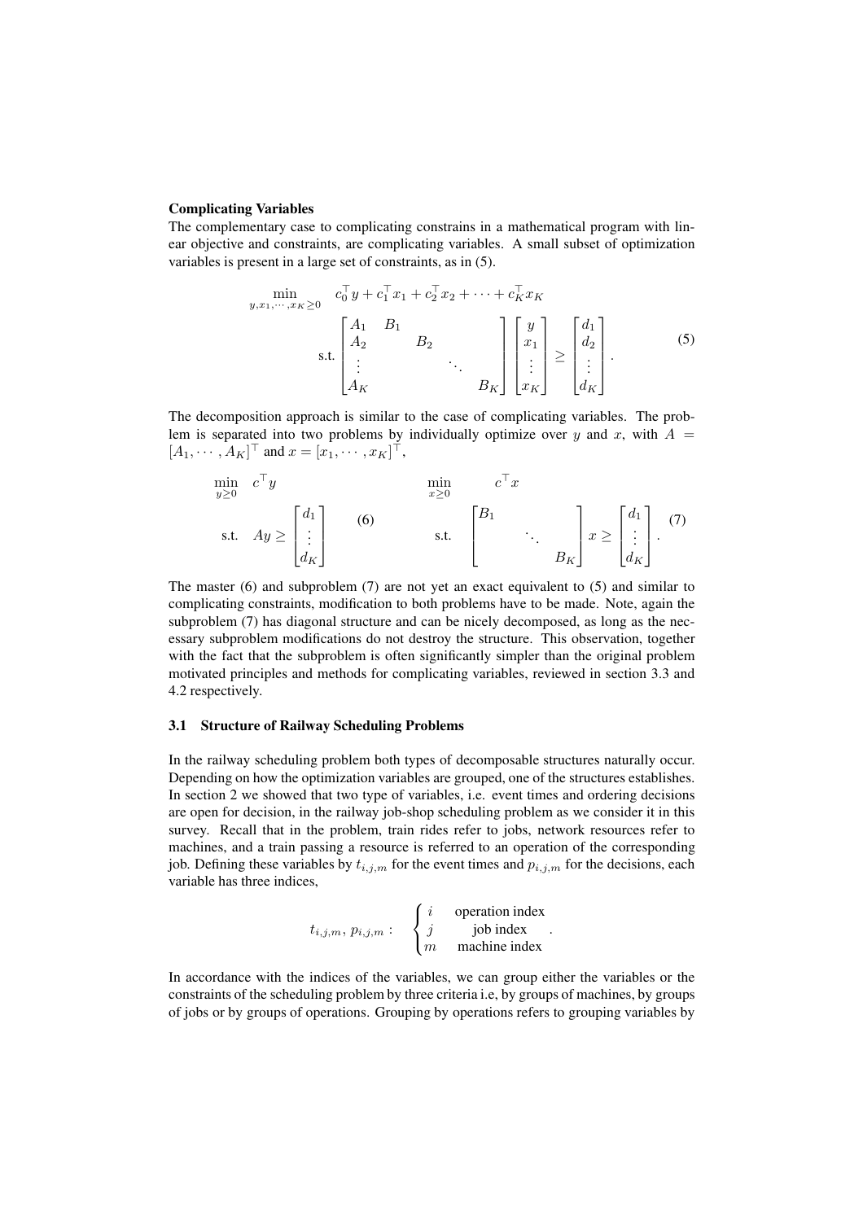**Complicating Variables**

The complementary case to complicating constrains in a mathematical program with linear objective and constraints, are complicating variables. A small subset of optimization variables is present in a large set of constraints, as in (5).

$$
\begin{aligned}
\min_{y,x_1,\cdots,x_K\geq 0} \quad & c_0^\top y + c_1^\top x_1 + c_2^\top x_2 + \cdots + c_K^\top x_K \\
\text{s.t.} \quad & \begin{bmatrix} A_1 & B_1 & & \\ A_2 & & B_2 & & \\ \vdots & & & \ddots & \\ A_K & & & & B_K \end{bmatrix} \begin{bmatrix} y \\ x_1 \\ \vdots \\ x_K \end{bmatrix} \geq \begin{bmatrix} d_1 \\ d_2 \\ \vdots \\ d_K \end{bmatrix}.
\end{aligned} \tag{5}
$$

The decomposition approach is similar to the case of complicating variables. The problem is separated into two problems by individually optimize over $y$ and $x$, with $A = [A_1, \cdots, A_K]^\top$ and $x = [x_1, \cdots, x_K]^\top$,

$$
\begin{aligned}
\min_{y\geq 0} \quad & c^\top y \\
\text{s.t.} \quad & Ay \geq \begin{bmatrix} d_1 \\ \vdots \\ d_K \end{bmatrix}
\end{aligned} \tag{6}
$$

$$
\begin{aligned}
\min_{x\geq 0} \quad & c^\top x \\
\text{s.t.} \quad & \begin{bmatrix} B_1 & & \\ & \ddots & \\ & & B_K \end{bmatrix} x \geq \begin{bmatrix} d_1 \\ \vdots \\ d_K \end{bmatrix}.
\end{aligned} \tag{7}
$$

The master (6) and subproblem (7) are not yet an exact equivalent to (5) and similar to complicating constraints, modification to both problems have to be made. Note, again the subproblem (7) has diagonal structure and can be nicely decomposed, as long as the necessary subproblem modifications do not destroy the structure. This observation, together with the fact that the subproblem is often significantly simpler than the original problem motivated principles and methods for complicating variables, reviewed in section 3.3 and 4.2 respectively.

### 3.1 Structure of Railway Scheduling Problems

In the railway scheduling problem both types of decomposable structures naturally occur. Depending on how the optimization variables are grouped, one of the structures establishes. In section 2 we showed that two type of variables, i.e. event times and ordering decisions are open for decision, in the railway job-shop scheduling problem as we consider it in this survey. Recall that in the problem, train rides refer to jobs, network resources refer to machines, and a train passing a resource is referred to an operation of the corresponding job. Defining these variables by $t_{i,j,m}$ for the event times and $p_{i,j,m}$ for the decisions, each variable has three indices,

$$
t_{i,j,m},\, p_{i,j,m}: \quad \begin{cases} i & \text{operation index} \\ j & \text{job index} \\ m & \text{machine index} \end{cases}.
$$

In accordance with the indices of the variables, we can group either the variables or the constraints of the scheduling problem by three criteria i.e, by groups of machines, by groups of jobs or by groups of operations. Grouping by operations refers to grouping variables by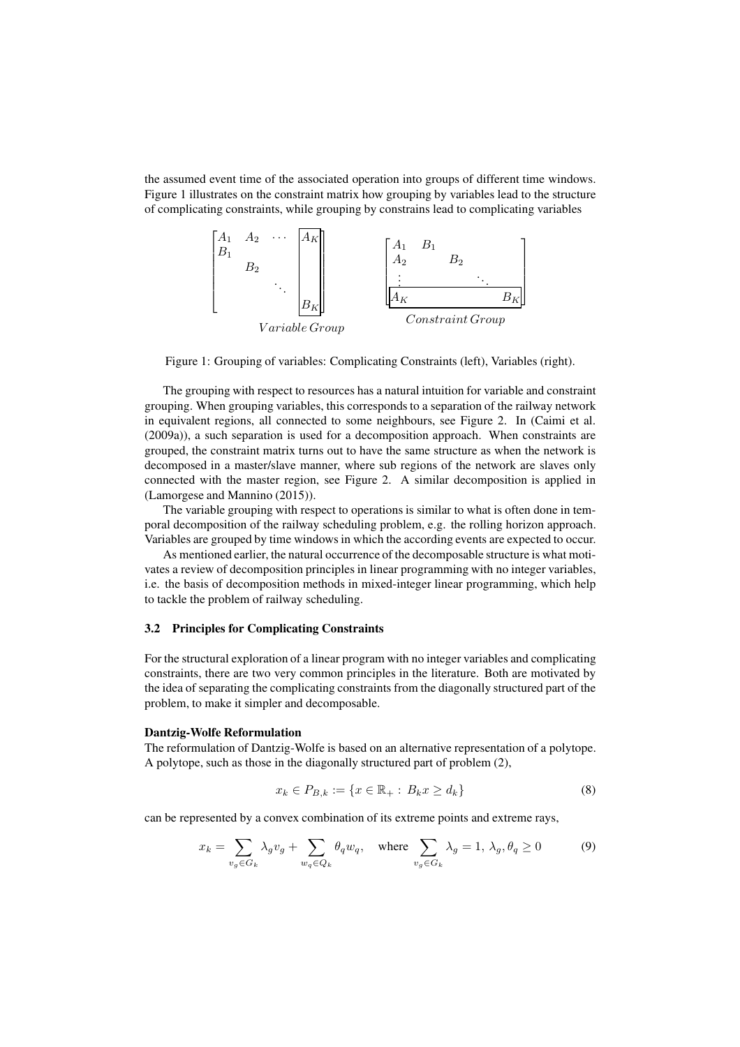the assumed event time of the associated operation into groups of different time windows. Figure 1 illustrates on the constraint matrix how grouping by variables lead to the structure of complicating constraints, while grouping by constrains lead to complicating variables

$$
\begin{bmatrix}
A_1 & A_2 & \cdots & \boxed{A_K} \\
B_1 & & & \\
& B_2 & & \\
& & \ddots & \\
& & & B_K
\end{bmatrix}
\qquad
\begin{bmatrix}
A_1 & B_1 & & \\
A_2 & & B_2 & \\
\vdots & & & \ddots \\
A_K & & & B_K
\end{bmatrix}
$$

$$Variable\,Group \qquad\qquad Constraint\,Group$$

Figure 1: Grouping of variables: Complicating Constraints (left), Variables (right).

The grouping with respect to resources has a natural intuition for variable and constraint grouping. When grouping variables, this corresponds to a separation of the railway network in equivalent regions, all connected to some neighbours, see Figure 2. In (Caimi et al. (2009a)), a such separation is used for a decomposition approach. When constraints are grouped, the constraint matrix turns out to have the same structure as when the network is decomposed in a master/slave manner, where sub regions of the network are slaves only connected with the master region, see Figure 2. A similar decomposition is applied in (Lamorgese and Mannino (2015)).

The variable grouping with respect to operations is similar to what is often done in temporal decomposition of the railway scheduling problem, e.g. the rolling horizon approach. Variables are grouped by time windows in which the according events are expected to occur.

As mentioned earlier, the natural occurrence of the decomposable structure is what motivates a review of decomposition principles in linear programming with no integer variables, i.e. the basis of decomposition methods in mixed-integer linear programming, which help to tackle the problem of railway scheduling.

### 3.2 Principles for Complicating Constraints

For the structural exploration of a linear program with no integer variables and complicating constraints, there are two very common principles in the literature. Both are motivated by the idea of separating the complicating constraints from the diagonally structured part of the problem, to make it simpler and decomposable.

**Dantzig-Wolfe Reformulation**

The reformulation of Dantzig-Wolfe is based on an alternative representation of a polytope. A polytope, such as those in the diagonally structured part of problem (2),

$$x_k \in P_{B,k} := \{x \in \mathbb{R}_+ : \, B_k x \geq d_k\} \tag{8}$$

can be represented by a convex combination of its extreme points and extreme rays,

$$x_k = \sum_{v_g \in G_k} \lambda_g v_g + \sum_{w_q \in Q_k} \theta_q w_q, \quad \text{where} \sum_{v_g \in G_k} \lambda_g = 1, \, \lambda_g, \theta_q \geq 0 \tag{9}$$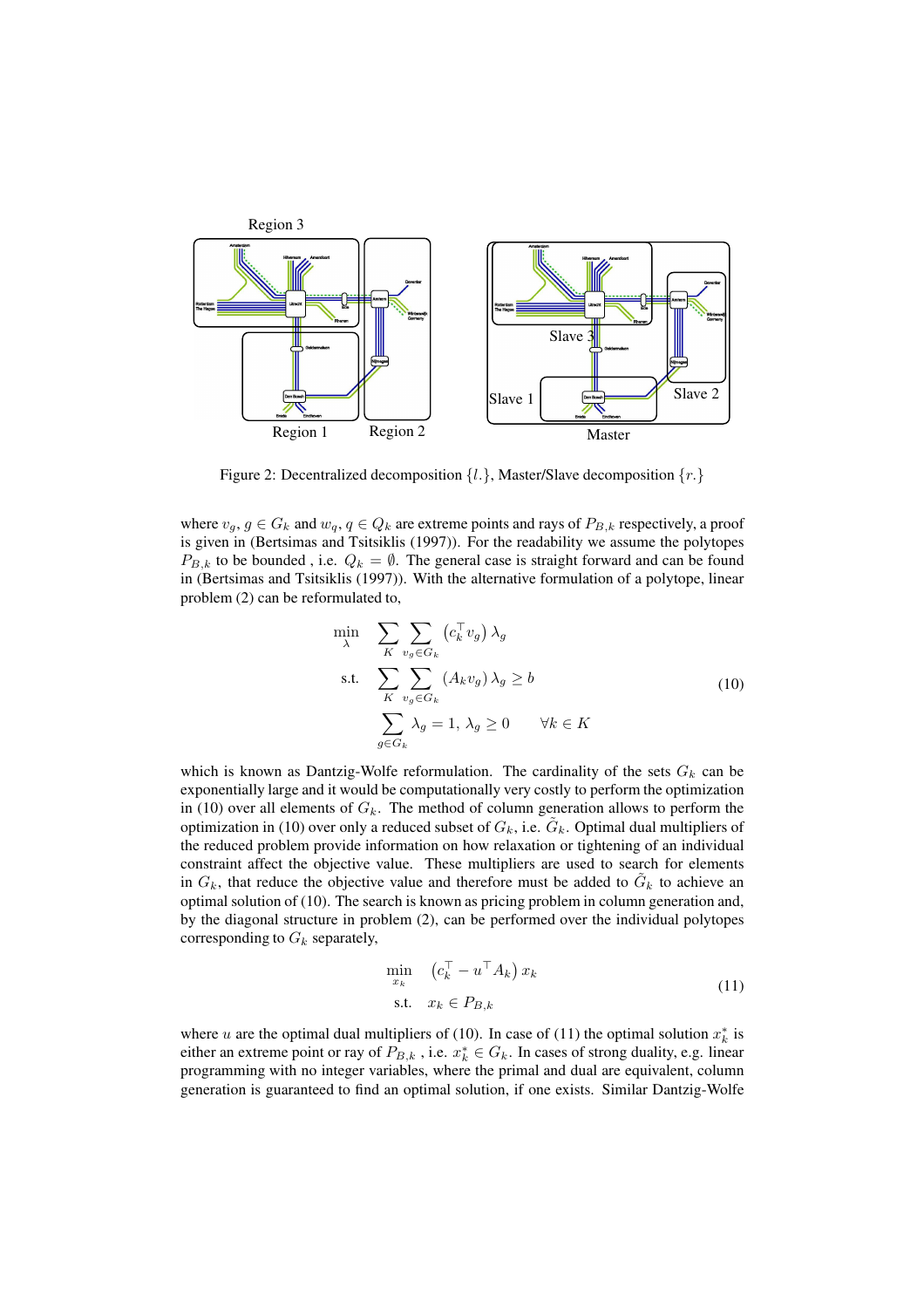Region 3

Region 1 Region 2

Slave 3

Slave 1 Slave 2

Master

Figure 2: Decentralized decomposition $\{l.\}$, Master/Slave decomposition $\{r.\}$

where $v_g, g \in G_k$ and $w_q, q \in Q_k$ are extreme points and rays of $P_{B,k}$ respectively, a proof is given in (Bertsimas and Tsitsiklis (1997)). For the readability we assume the polytopes $P_{B,k}$ to be bounded , i.e. $Q_k = \emptyset$. The general case is straight forward and can be found in (Bertsimas and Tsitsiklis (1997)). With the alternative formulation of a polytope, linear problem (2) can be reformulated to,

$$
\begin{aligned}
\min_{\lambda} \quad & \sum_{K} \sum_{v_g \in G_k} \left(c_k^\top v_g\right) \lambda_g \\
\text{s.t.} \quad & \sum_{K} \sum_{v_g \in G_k} \left(A_k v_g\right) \lambda_g \geq b \\
& \sum_{g \in G_k} \lambda_g = 1, \, \lambda_g \geq 0 \qquad \forall k \in K
\end{aligned}
\tag{10}
$$

which is known as Dantzig-Wolfe reformulation. The cardinality of the sets $G_k$ can be exponentially large and it would be computationally very costly to perform the optimization in (10) over all elements of $G_k$. The method of column generation allows to perform the optimization in (10) over only a reduced subset of $G_k$, i.e. $\tilde{G}_k$. Optimal dual multipliers of the reduced problem provide information on how relaxation or tightening of an individual constraint affect the objective value. These multipliers are used to search for elements in $G_k$, that reduce the objective value and therefore must be added to $\tilde{G}_k$ to achieve an optimal solution of (10). The search is known as pricing problem in column generation and, by the diagonal structure in problem (2), can be performed over the individual polytopes corresponding to $G_k$ separately,

$$
\begin{aligned}
\min_{x_k} \quad & \left(c_k^\top - u^\top A_k\right) x_k \\
\text{s.t.} \quad & x_k \in P_{B,k}
\end{aligned}
\tag{11}
$$

where $u$ are the optimal dual multipliers of (10). In case of (11) the optimal solution $x_k^*$ is either an extreme point or ray of $P_{B,k}$ , i.e. $x_k^* \in G_k$. In cases of strong duality, e.g. linear programming with no integer variables, where the primal and dual are equivalent, column generation is guaranteed to find an optimal solution, if one exists. Similar Dantzig-Wolfe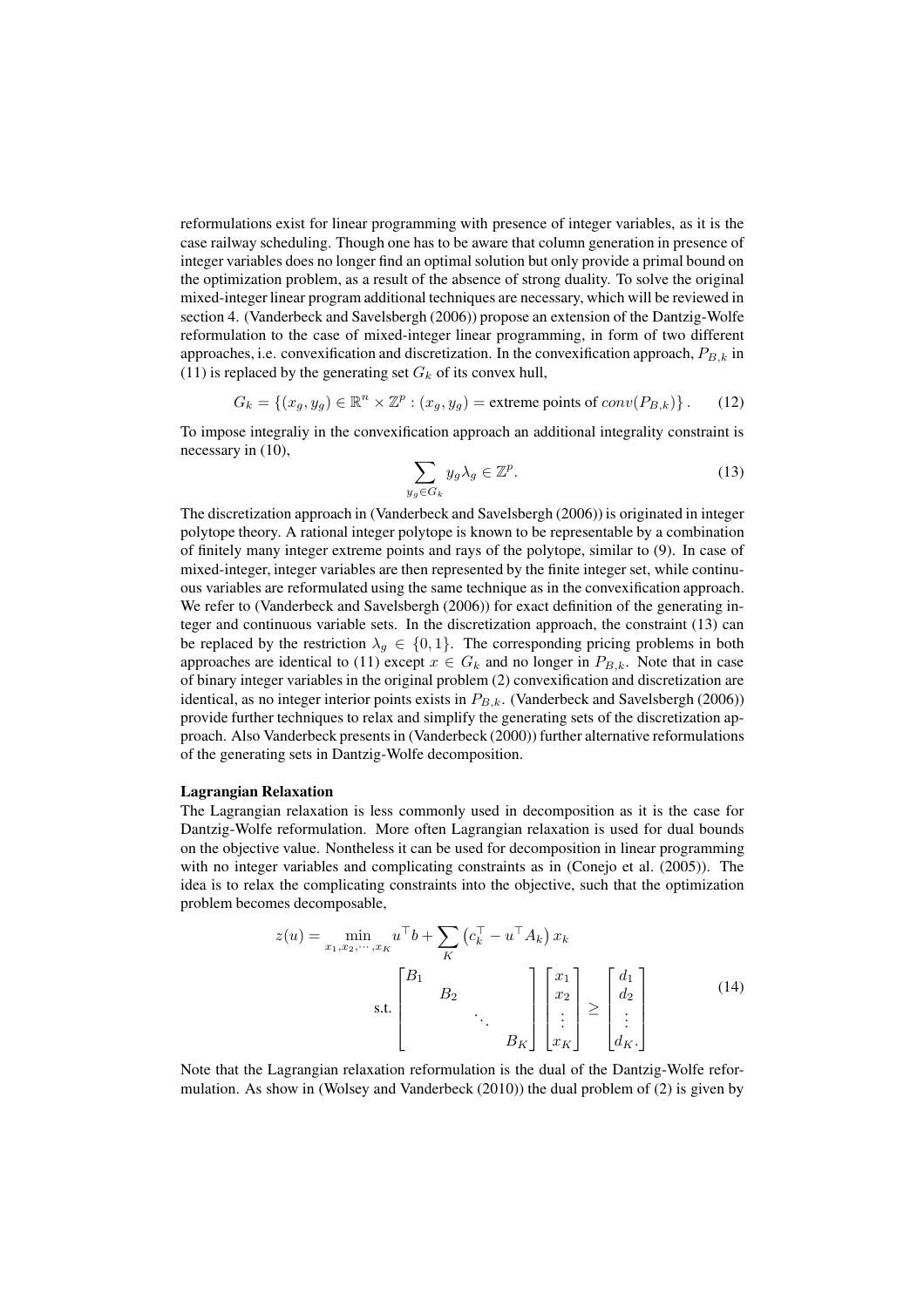reformulations exist for linear programming with presence of integer variables, as it is the case railway scheduling. Though one has to be aware that column generation in presence of integer variables does no longer find an optimal solution but only provide a primal bound on the optimization problem, as a result of the absence of strong duality. To solve the original mixed-integer linear program additional techniques are necessary, which will be reviewed in section 4. (Vanderbeck and Savelsbergh (2006)) propose an extension of the Dantzig-Wolfe reformulation to the case of mixed-integer linear programming, in form of two different approaches, i.e. convexification and discretization. In the convexification approach, $P_{B,k}$ in (11) is replaced by the generating set $G_k$ of its convex hull,

$$G_k = \{(x_g, y_g) \in \mathbb{R}^n \times \mathbb{Z}^p : (x_g, y_g) = \text{extreme points of } conv(P_{B,k})\}. \tag{12}$$

To impose integraliy in the convexification approach an additional integrality constraint is necessary in (10),

$$\sum_{y_g \in G_k} y_g \lambda_g \in \mathbb{Z}^p. \tag{13}$$

The discretization approach in (Vanderbeck and Savelsbergh (2006)) is originated in integer polytope theory. A rational integer polytope is known to be representable by a combination of finitely many integer extreme points and rays of the polytope, similar to (9). In case of mixed-integer, integer variables are then represented by the finite integer set, while continuous variables are reformulated using the same technique as in the convexification approach. We refer to (Vanderbeck and Savelsbergh (2006)) for exact definition of the generating integer and continuous variable sets. In the discretization approach, the constraint (13) can be replaced by the restriction $\lambda_g \in \{0, 1\}$. The corresponding pricing problems in both approaches are identical to (11) except $x \in G_k$ and no longer in $P_{B,k}$. Note that in case of binary integer variables in the original problem (2) convexification and discretization are identical, as no integer interior points exists in $P_{B,k}$. (Vanderbeck and Savelsbergh (2006)) provide further techniques to relax and simplify the generating sets of the discretization approach. Also Vanderbeck presents in (Vanderbeck (2000)) further alternative reformulations of the generating sets in Dantzig-Wolfe decomposition.

**Lagrangian Relaxation**

The Lagrangian relaxation is less commonly used in decomposition as it is the case for Dantzig-Wolfe reformulation. More often Lagrangian relaxation is used for dual bounds on the objective value. Nontheless it can be used for decomposition in linear programming with no integer variables and complicating constraints as in (Conejo et al. (2005)). The idea is to relax the complicating constraints into the objective, such that the optimization problem becomes decomposable,

$$\begin{aligned} z(u) = \min_{x_1, x_2, \cdots, x_K} \; & u^\top b + \sum_{K} \left(c_k^\top - u^\top A_k\right) x_k \\ \text{s.t.} \; & \begin{bmatrix} B_1 & & & \\ & B_2 & & \\ & & \ddots & \\ & & & B_K \end{bmatrix} \begin{bmatrix} x_1 \\ x_2 \\ \vdots \\ x_K \end{bmatrix} \geq \begin{bmatrix} d_1 \\ d_2 \\ \vdots \\ d_K. \end{bmatrix} \end{aligned} \tag{14}$$

Note that the Lagrangian relaxation reformulation is the dual of the Dantzig-Wolfe reformulation. As show in (Wolsey and Vanderbeck (2010)) the dual problem of (2) is given by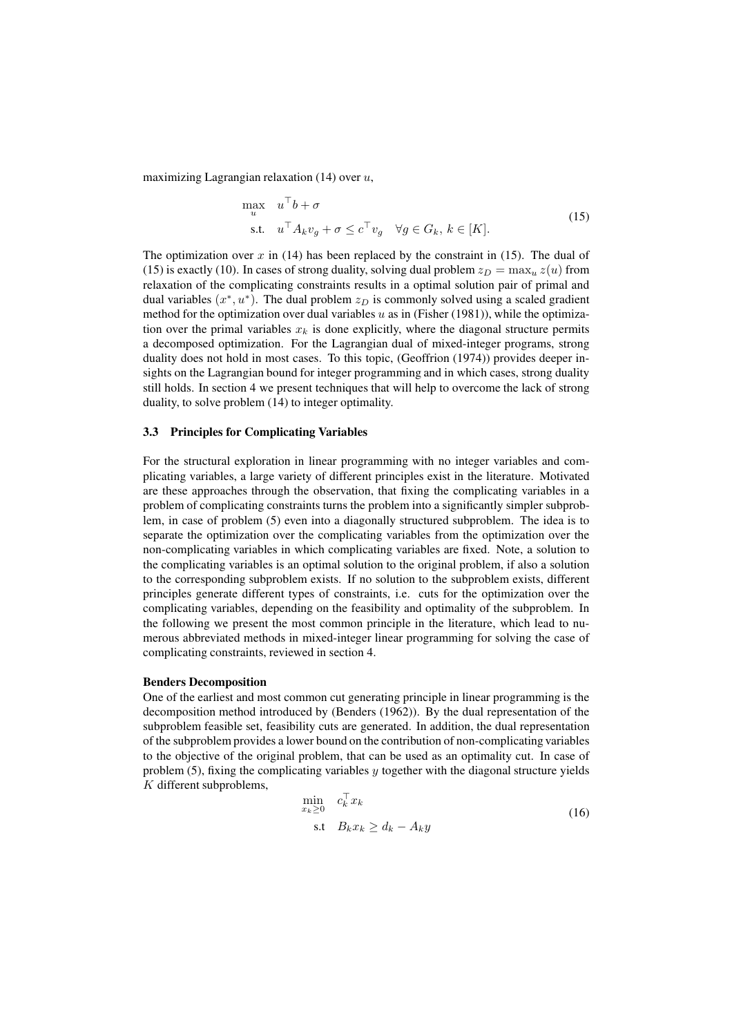maximizing Lagrangian relaxation (14) over $u$,

$$
\begin{aligned}
\max_{u} \quad & u^\top b + \sigma \\
\text{s.t.} \quad & u^\top A_k v_g + \sigma \leq c^\top v_g \quad \forall g \in G_k,\ k \in [K].
\end{aligned}
\tag{15}
$$

The optimization over $x$ in (14) has been replaced by the constraint in (15). The dual of (15) is exactly (10). In cases of strong duality, solving dual problem $z_D = \max_u z(u)$ from relaxation of the complicating constraints results in a optimal solution pair of primal and dual variables $(x^*, u^*)$. The dual problem $z_D$ is commonly solved using a scaled gradient method for the optimization over dual variables $u$ as in (Fisher (1981)), while the optimization over the primal variables $x_k$ is done explicitly, where the diagonal structure permits a decomposed optimization. For the Lagrangian dual of mixed-integer programs, strong duality does not hold in most cases. To this topic, (Geoffrion (1974)) provides deeper insights on the Lagrangian bound for integer programming and in which cases, strong duality still holds. In section 4 we present techniques that will help to overcome the lack of strong duality, to solve problem (14) to integer optimality.

### 3.3 Principles for Complicating Variables

For the structural exploration in linear programming with no integer variables and complicating variables, a large variety of different principles exist in the literature. Motivated are these approaches through the observation, that fixing the complicating variables in a problem of complicating constraints turns the problem into a significantly simpler subproblem, in case of problem (5) even into a diagonally structured subproblem. The idea is to separate the optimization over the complicating variables from the optimization over the non-complicating variables in which complicating variables are fixed. Note, a solution to the complicating variables is an optimal solution to the original problem, if also a solution to the corresponding subproblem exists. If no solution to the subproblem exists, different principles generate different types of constraints, i.e. cuts for the optimization over the complicating variables, depending on the feasibility and optimality of the subproblem. In the following we present the most common principle in the literature, which lead to numerous abbreviated methods in mixed-integer linear programming for solving the case of complicating constraints, reviewed in section 4.

**Benders Decomposition**

One of the earliest and most common cut generating principle in linear programming is the decomposition method introduced by (Benders (1962)). By the dual representation of the subproblem feasible set, feasibility cuts are generated. In addition, the dual representation of the subproblem provides a lower bound on the contribution of non-complicating variables to the objective of the original problem, that can be used as an optimality cut. In case of problem (5), fixing the complicating variables $y$ together with the diagonal structure yields $K$ different subproblems,

$$
\begin{aligned}
\min_{x_k \geq 0} \quad & c_k^\top x_k \\
\text{s.t} \quad & B_k x_k \geq d_k - A_k y
\end{aligned}
\tag{16}
$$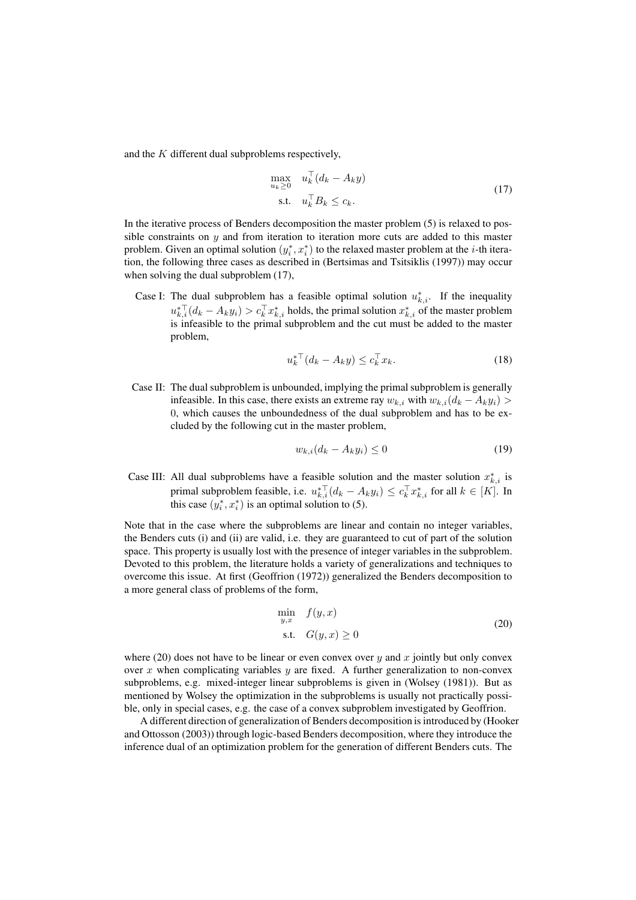and the $K$ different dual subproblems respectively,

$$
\begin{aligned}
\max_{u_k \geq 0} \quad & u_k^\top (d_k - A_k y) \\
\text{s.t.} \quad & u_k^\top B_k \leq c_k.
\end{aligned}
\tag{17}
$$

In the iterative process of Benders decomposition the master problem (5) is relaxed to possible constraints on $y$ and from iteration to iteration more cuts are added to this master problem. Given an optimal solution $(y_i^*, x_i^*)$ to the relaxed master problem at the $i$-th iteration, the following three cases as described in (Bertsimas and Tsitsiklis (1997)) may occur when solving the dual subproblem (17),

Case I: The dual subproblem has a feasible optimal solution $u_{k,i}^*$. If the inequality $u_{k,i}^{*\top}(d_k - A_k y_i) > c_k^\top x_{k,i}^*$ holds, the primal solution $x_{k,i}^*$ of the master problem is infeasible to the primal subproblem and the cut must be added to the master problem,

$$
u_k^{*\top}(d_k - A_k y) \leq c_k^\top x_k. \tag{18}
$$

Case II: The dual subproblem is unbounded, implying the primal subproblem is generally infeasible. In this case, there exists an extreme ray $w_{k,i}$ with $w_{k,i}(d_k - A_k y_i) > 0$, which causes the unboundedness of the dual subproblem and has to be excluded by the following cut in the master problem,

$$
w_{k,i}(d_k - A_k y_i) \leq 0 \tag{19}
$$

Case III: All dual subproblems have a feasible solution and the master solution $x_{k,i}^*$ is primal subproblem feasible, i.e. $u_{k,i}^{*\top}(d_k - A_k y_i) \leq c_k^\top x_{k,i}^*$ for all $k \in [K]$. In this case $(y_i^*, x_i^*)$ is an optimal solution to (5).

Note that in the case where the subproblems are linear and contain no integer variables, the Benders cuts (i) and (ii) are valid, i.e. they are guaranteed to cut of part of the solution space. This property is usually lost with the presence of integer variables in the subproblem. Devoted to this problem, the literature holds a variety of generalizations and techniques to overcome this issue. At first (Geoffrion (1972)) generalized the Benders decomposition to a more general class of problems of the form,

$$
\begin{aligned}
\min_{y,x} \quad & f(y, x) \\
\text{s.t.} \quad & G(y, x) \geq 0
\end{aligned}
\tag{20}
$$

where (20) does not have to be linear or even convex over $y$ and $x$ jointly but only convex over $x$ when complicating variables $y$ are fixed. A further generalization to non-convex subproblems, e.g. mixed-integer linear subproblems is given in (Wolsey (1981)). But as mentioned by Wolsey the optimization in the subproblems is usually not practically possible, only in special cases, e.g. the case of a convex subproblem investigated by Geoffrion.

A different direction of generalization of Benders decomposition is introduced by (Hooker and Ottosson (2003)) through logic-based Benders decomposition, where they introduce the inference dual of an optimization problem for the generation of different Benders cuts. The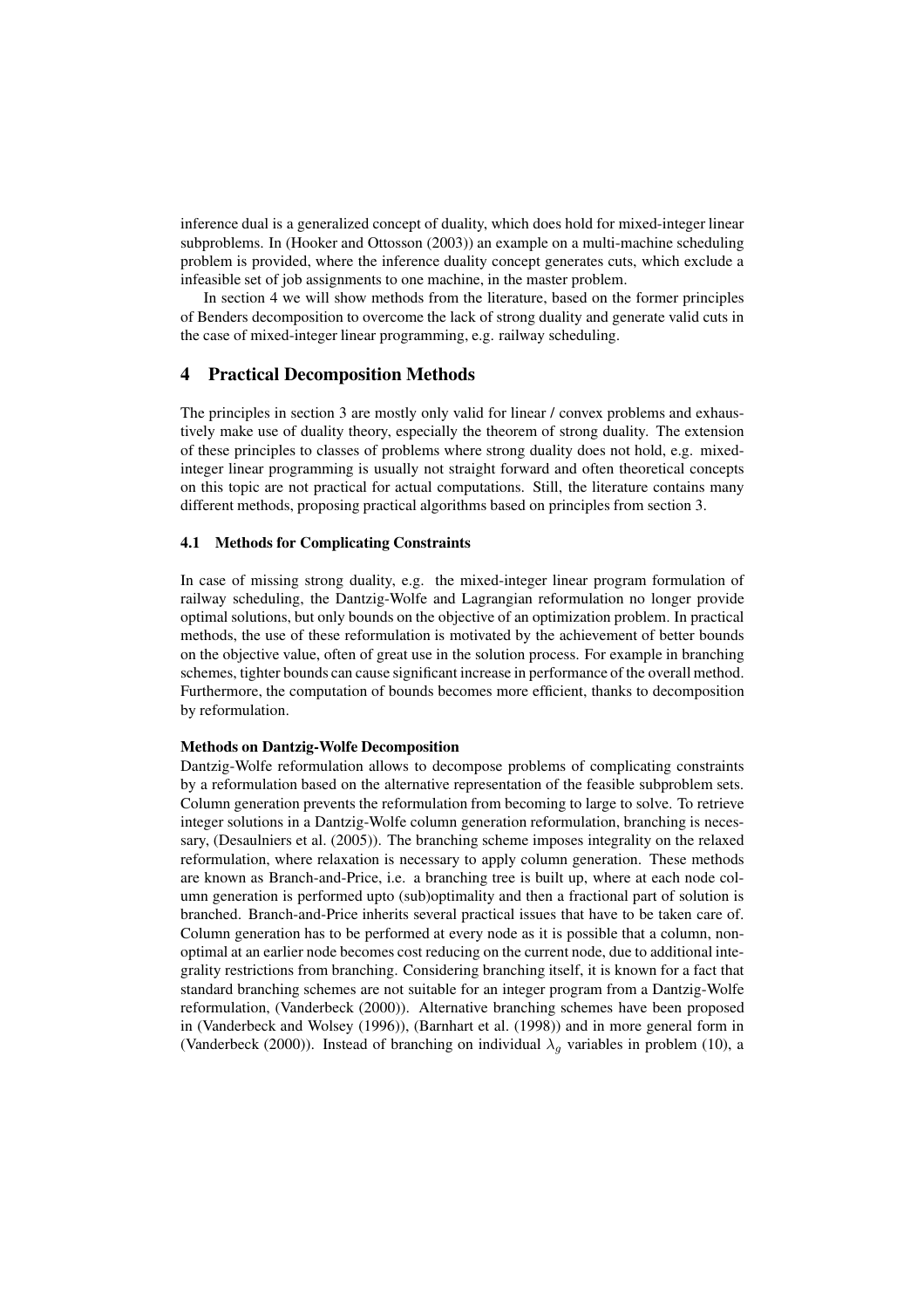inference dual is a generalized concept of duality, which does hold for mixed-integer linear subproblems. In (Hooker and Ottosson (2003)) an example on a multi-machine scheduling problem is provided, where the inference duality concept generates cuts, which exclude a infeasible set of job assignments to one machine, in the master problem.

In section 4 we will show methods from the literature, based on the former principles of Benders decomposition to overcome the lack of strong duality and generate valid cuts in the case of mixed-integer linear programming, e.g. railway scheduling.

## 4 Practical Decomposition Methods

The principles in section 3 are mostly only valid for linear / convex problems and exhaustively make use of duality theory, especially the theorem of strong duality. The extension of these principles to classes of problems where strong duality does not hold, e.g. mixed-integer linear programming is usually not straight forward and often theoretical concepts on this topic are not practical for actual computations. Still, the literature contains many different methods, proposing practical algorithms based on principles from section 3.

### 4.1 Methods for Complicating Constraints

In case of missing strong duality, e.g. the mixed-integer linear program formulation of railway scheduling, the Dantzig-Wolfe and Lagrangian reformulation no longer provide optimal solutions, but only bounds on the objective of an optimization problem. In practical methods, the use of these reformulation is motivated by the achievement of better bounds on the objective value, often of great use in the solution process. For example in branching schemes, tighter bounds can cause significant increase in performance of the overall method. Furthermore, the computation of bounds becomes more efficient, thanks to decomposition by reformulation.

**Methods on Dantzig-Wolfe Decomposition**

Dantzig-Wolfe reformulation allows to decompose problems of complicating constraints by a reformulation based on the alternative representation of the feasible subproblem sets. Column generation prevents the reformulation from becoming to large to solve. To retrieve integer solutions in a Dantzig-Wolfe column generation reformulation, branching is necessary, (Desaulniers et al. (2005)). The branching scheme imposes integrality on the relaxed reformulation, where relaxation is necessary to apply column generation. These methods are known as Branch-and-Price, i.e. a branching tree is built up, where at each node column generation is performed upto (sub)optimality and then a fractional part of solution is branched. Branch-and-Price inherits several practical issues that have to be taken care of. Column generation has to be performed at every node as it is possible that a column, non-optimal at an earlier node becomes cost reducing on the current node, due to additional integrality restrictions from branching. Considering branching itself, it is known for a fact that standard branching schemes are not suitable for an integer program from a Dantzig-Wolfe reformulation, (Vanderbeck (2000)). Alternative branching schemes have been proposed in (Vanderbeck and Wolsey (1996)), (Barnhart et al. (1998)) and in more general form in (Vanderbeck (2000)). Instead of branching on individual $\lambda_g$ variables in problem (10), a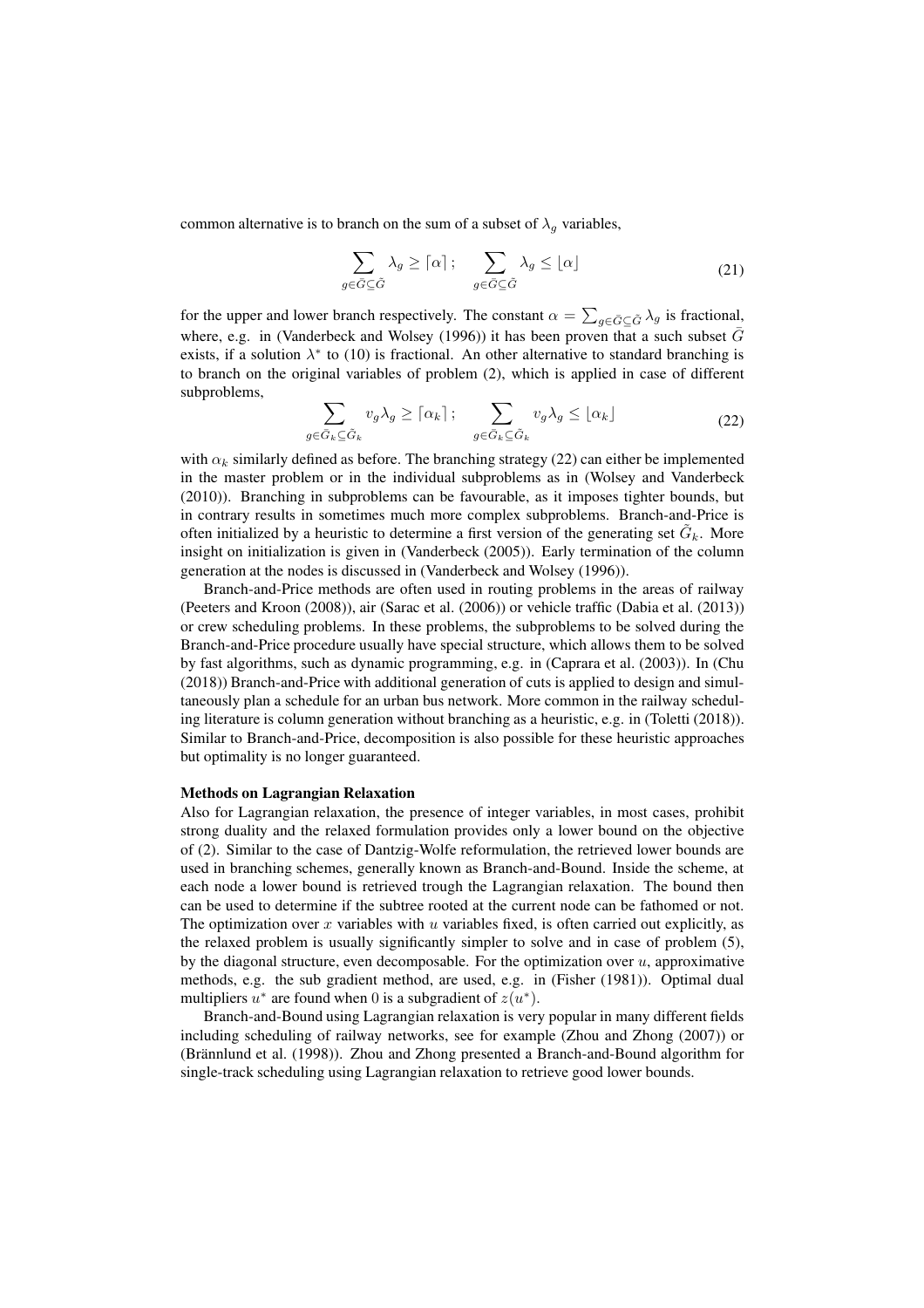common alternative is to branch on the sum of a subset of $\lambda_g$ variables,

$$\sum_{g \in \bar{G} \subseteq \tilde{G}} \lambda_g \geq \lceil \alpha \rceil; \quad \sum_{g \in \bar{G} \subseteq \tilde{G}} \lambda_g \leq \lfloor \alpha \rfloor \tag{21}$$

for the upper and lower branch respectively. The constant $\alpha = \sum_{g \in \bar{G} \subseteq \tilde{G}} \lambda_g$ is fractional, where, e.g. in (Vanderbeck and Wolsey (1996)) it has been proven that a such subset $\bar{G}$ exists, if a solution $\lambda^*$ to (10) is fractional. An other alternative to standard branching is to branch on the original variables of problem (2), which is applied in case of different subproblems,

$$\sum_{g \in \bar{G}_k \subseteq \tilde{G}_k} v_g \lambda_g \geq \lceil \alpha_k \rceil; \quad \sum_{g \in \bar{G}_k \subseteq \tilde{G}_k} v_g \lambda_g \leq \lfloor \alpha_k \rfloor \tag{22}$$

with $\alpha_k$ similarly defined as before. The branching strategy (22) can either be implemented in the master problem or in the individual subproblems as in (Wolsey and Vanderbeck (2010)). Branching in subproblems can be favourable, as it imposes tighter bounds, but in contrary results in sometimes much more complex subproblems. Branch-and-Price is often initialized by a heuristic to determine a first version of the generating set $\tilde{G}_k$. More insight on initialization is given in (Vanderbeck (2005)). Early termination of the column generation at the nodes is discussed in (Vanderbeck and Wolsey (1996)).

Branch-and-Price methods are often used in routing problems in the areas of railway (Peeters and Kroon (2008)), air (Sarac et al. (2006)) or vehicle traffic (Dabia et al. (2013)) or crew scheduling problems. In these problems, the subproblems to be solved during the Branch-and-Price procedure usually have special structure, which allows them to be solved by fast algorithms, such as dynamic programming, e.g. in (Caprara et al. (2003)). In (Chu (2018)) Branch-and-Price with additional generation of cuts is applied to design and simultaneously plan a schedule for an urban bus network. More common in the railway scheduling literature is column generation without branching as a heuristic, e.g. in (Toletti (2018)). Similar to Branch-and-Price, decomposition is also possible for these heuristic approaches but optimality is no longer guaranteed.

**Methods on Lagrangian Relaxation**

Also for Lagrangian relaxation, the presence of integer variables, in most cases, prohibit strong duality and the relaxed formulation provides only a lower bound on the objective of (2). Similar to the case of Dantzig-Wolfe reformulation, the retrieved lower bounds are used in branching schemes, generally known as Branch-and-Bound. Inside the scheme, at each node a lower bound is retrieved trough the Lagrangian relaxation. The bound then can be used to determine if the subtree rooted at the current node can be fathomed or not. The optimization over $x$ variables with $u$ variables fixed, is often carried out explicitly, as the relaxed problem is usually significantly simpler to solve and in case of problem (5), by the diagonal structure, even decomposable. For the optimization over $u$, approximative methods, e.g. the sub gradient method, are used, e.g. in (Fisher (1981)). Optimal dual multipliers $u^*$ are found when $0$ is a subgradient of $z(u^*)$.

Branch-and-Bound using Lagrangian relaxation is very popular in many different fields including scheduling of railway networks, see for example (Zhou and Zhong (2007)) or (Brännlund et al. (1998)). Zhou and Zhong presented a Branch-and-Bound algorithm for single-track scheduling using Lagrangian relaxation to retrieve good lower bounds.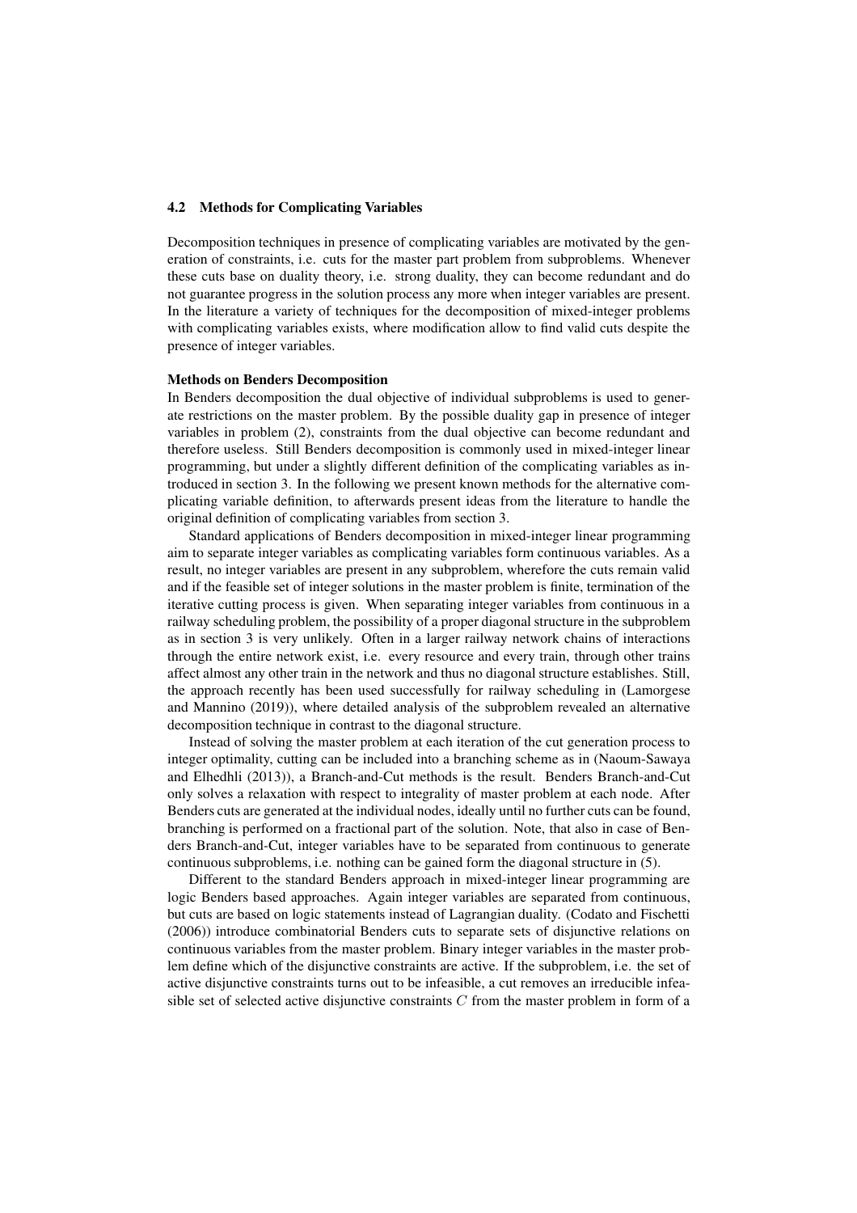### 4.2 Methods for Complicating Variables

Decomposition techniques in presence of complicating variables are motivated by the generation of constraints, i.e. cuts for the master part problem from subproblems. Whenever these cuts base on duality theory, i.e. strong duality, they can become redundant and do not guarantee progress in the solution process any more when integer variables are present. In the literature a variety of techniques for the decomposition of mixed-integer problems with complicating variables exists, where modification allow to find valid cuts despite the presence of integer variables.

**Methods on Benders Decomposition**

In Benders decomposition the dual objective of individual subproblems is used to generate restrictions on the master problem. By the possible duality gap in presence of integer variables in problem (2), constraints from the dual objective can become redundant and therefore useless. Still Benders decomposition is commonly used in mixed-integer linear programming, but under a slightly different definition of the complicating variables as introduced in section 3. In the following we present known methods for the alternative complicating variable definition, to afterwards present ideas from the literature to handle the original definition of complicating variables from section 3.

Standard applications of Benders decomposition in mixed-integer linear programming aim to separate integer variables as complicating variables form continuous variables. As a result, no integer variables are present in any subproblem, wherefore the cuts remain valid and if the feasible set of integer solutions in the master problem is finite, termination of the iterative cutting process is given. When separating integer variables from continuous in a railway scheduling problem, the possibility of a proper diagonal structure in the subproblem as in section 3 is very unlikely. Often in a larger railway network chains of interactions through the entire network exist, i.e. every resource and every train, through other trains affect almost any other train in the network and thus no diagonal structure establishes. Still, the approach recently has been used successfully for railway scheduling in (Lamorgese and Mannino (2019)), where detailed analysis of the subproblem revealed an alternative decomposition technique in contrast to the diagonal structure.

Instead of solving the master problem at each iteration of the cut generation process to integer optimality, cutting can be included into a branching scheme as in (Naoum-Sawaya and Elhedhli (2013)), a Branch-and-Cut methods is the result. Benders Branch-and-Cut only solves a relaxation with respect to integrality of master problem at each node. After Benders cuts are generated at the individual nodes, ideally until no further cuts can be found, branching is performed on a fractional part of the solution. Note, that also in case of Benders Branch-and-Cut, integer variables have to be separated from continuous to generate continuous subproblems, i.e. nothing can be gained form the diagonal structure in (5).

Different to the standard Benders approach in mixed-integer linear programming are logic Benders based approaches. Again integer variables are separated from continuous, but cuts are based on logic statements instead of Lagrangian duality. (Codato and Fischetti (2006)) introduce combinatorial Benders cuts to separate sets of disjunctive relations on continuous variables from the master problem. Binary integer variables in the master problem define which of the disjunctive constraints are active. If the subproblem, i.e. the set of active disjunctive constraints turns out to be infeasible, a cut removes an irreducible infeasible set of selected active disjunctive constraints $C$ from the master problem in form of a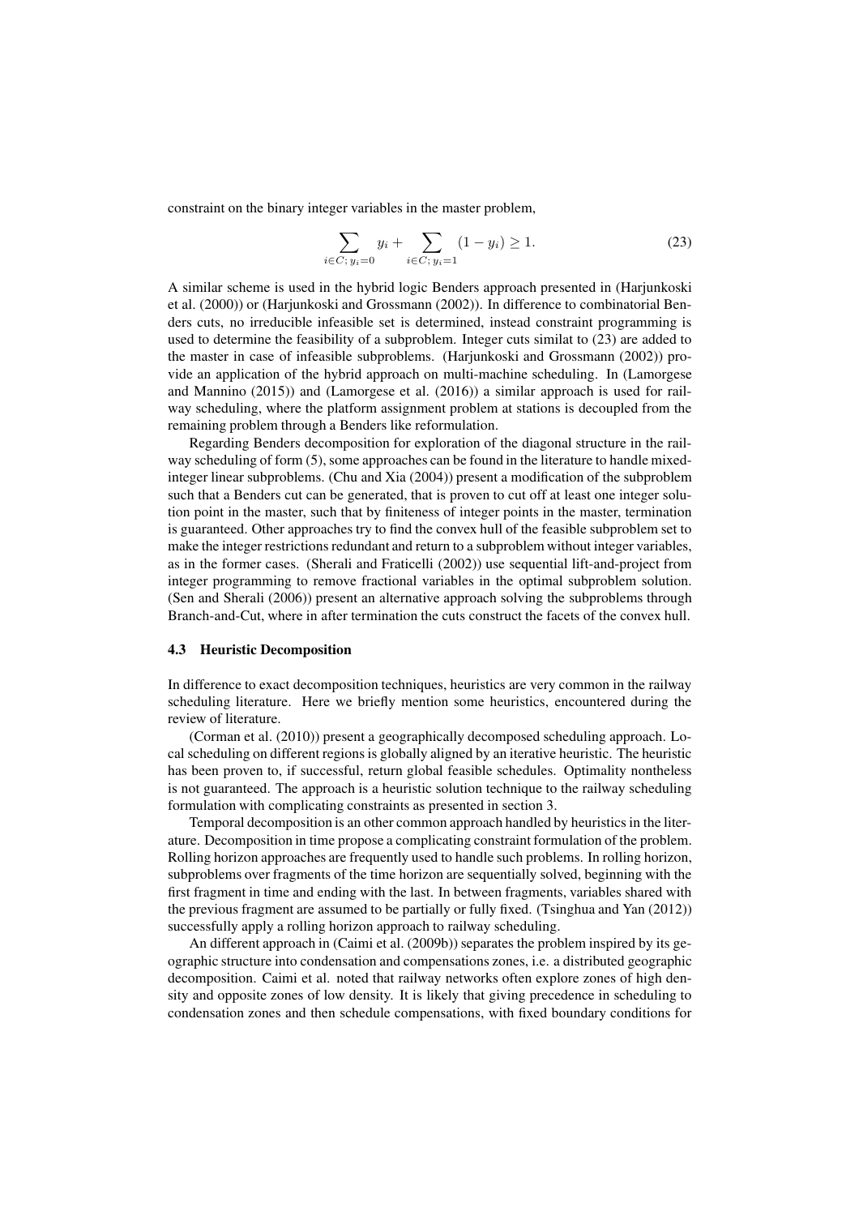constraint on the binary integer variables in the master problem,

$$\sum_{i \in C;\, y_i = 0} y_i + \sum_{i \in C;\, y_i = 1} (1 - y_i) \geq 1. \tag{23}$$

A similar scheme is used in the hybrid logic Benders approach presented in (Harjunkoski et al. (2000)) or (Harjunkoski and Grossmann (2002)). In difference to combinatorial Benders cuts, no irreducible infeasible set is determined, instead constraint programming is used to determine the feasibility of a subproblem. Integer cuts similat to (23) are added to the master in case of infeasible subproblems. (Harjunkoski and Grossmann (2002)) provide an application of the hybrid approach on multi-machine scheduling. In (Lamorgese and Mannino (2015)) and (Lamorgese et al. (2016)) a similar approach is used for railway scheduling, where the platform assignment problem at stations is decoupled from the remaining problem through a Benders like reformulation.

Regarding Benders decomposition for exploration of the diagonal structure in the railway scheduling of form (5), some approaches can be found in the literature to handle mixed-integer linear subproblems. (Chu and Xia (2004)) present a modification of the subproblem such that a Benders cut can be generated, that is proven to cut off at least one integer solution point in the master, such that by finiteness of integer points in the master, termination is guaranteed. Other approaches try to find the convex hull of the feasible subproblem set to make the integer restrictions redundant and return to a subproblem without integer variables, as in the former cases. (Sherali and Fraticelli (2002)) use sequential lift-and-project from integer programming to remove fractional variables in the optimal subproblem solution. (Sen and Sherali (2006)) present an alternative approach solving the subproblems through Branch-and-Cut, where in after termination the cuts construct the facets of the convex hull.

### 4.3 Heuristic Decomposition

In difference to exact decomposition techniques, heuristics are very common in the railway scheduling literature. Here we briefly mention some heuristics, encountered during the review of literature.

(Corman et al. (2010)) present a geographically decomposed scheduling approach. Local scheduling on different regions is globally aligned by an iterative heuristic. The heuristic has been proven to, if successful, return global feasible schedules. Optimality nontheless is not guaranteed. The approach is a heuristic solution technique to the railway scheduling formulation with complicating constraints as presented in section 3.

Temporal decomposition is an other common approach handled by heuristics in the literature. Decomposition in time propose a complicating constraint formulation of the problem. Rolling horizon approaches are frequently used to handle such problems. In rolling horizon, subproblems over fragments of the time horizon are sequentially solved, beginning with the first fragment in time and ending with the last. In between fragments, variables shared with the previous fragment are assumed to be partially or fully fixed. (Tsinghua and Yan (2012)) successfully apply a rolling horizon approach to railway scheduling.

An different approach in (Caimi et al. (2009b)) separates the problem inspired by its geographic structure into condensation and compensations zones, i.e. a distributed geographic decomposition. Caimi et al. noted that railway networks often explore zones of high density and opposite zones of low density. It is likely that giving precedence in scheduling to condensation zones and then schedule compensations, with fixed boundary conditions for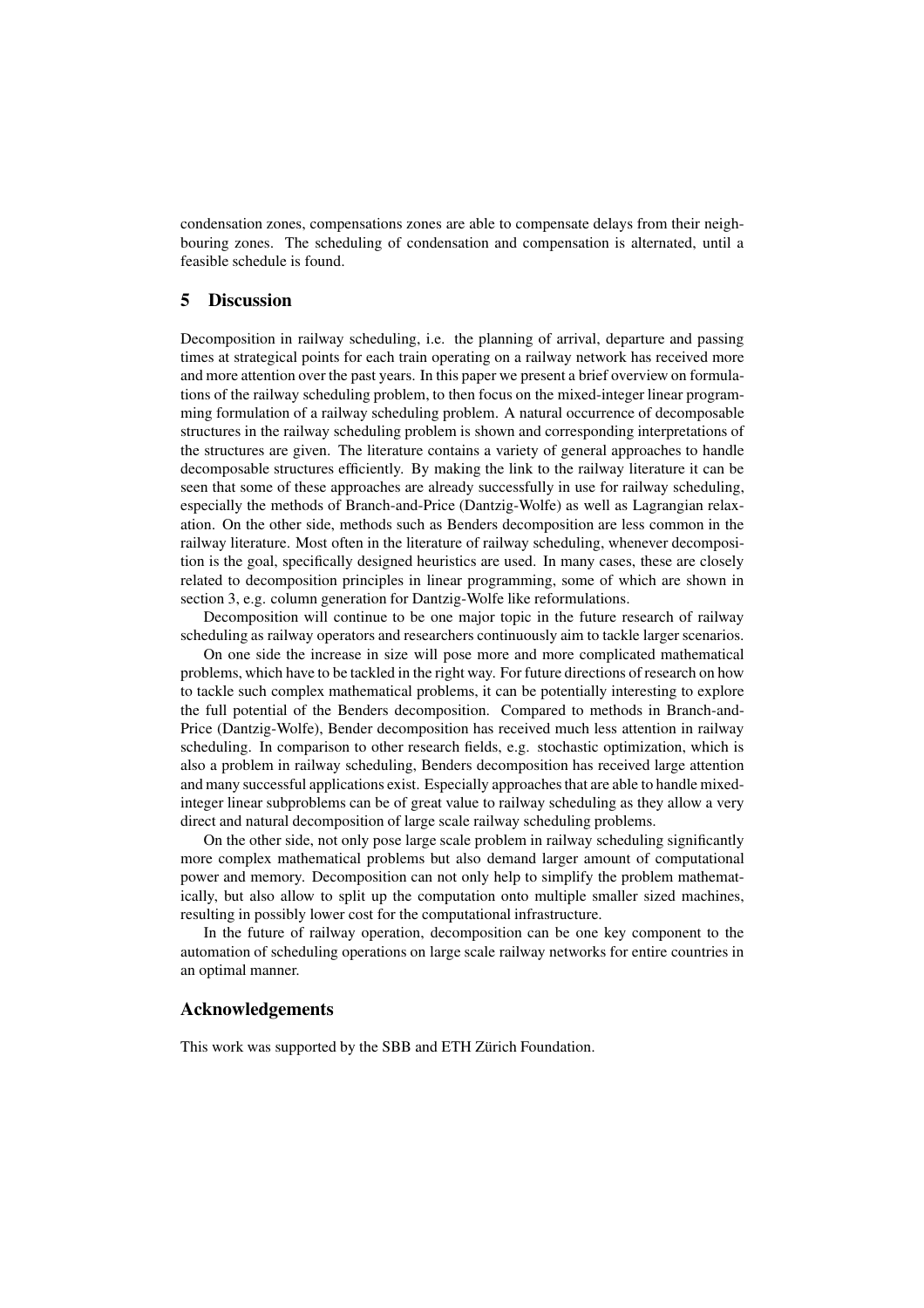condensation zones, compensations zones are able to compensate delays from their neighbouring zones. The scheduling of condensation and compensation is alternated, until a feasible schedule is found.

## 5 Discussion

Decomposition in railway scheduling, i.e. the planning of arrival, departure and passing times at strategical points for each train operating on a railway network has received more and more attention over the past years. In this paper we present a brief overview on formulations of the railway scheduling problem, to then focus on the mixed-integer linear programming formulation of a railway scheduling problem. A natural occurrence of decomposable structures in the railway scheduling problem is shown and corresponding interpretations of the structures are given. The literature contains a variety of general approaches to handle decomposable structures efficiently. By making the link to the railway literature it can be seen that some of these approaches are already successfully in use for railway scheduling, especially the methods of Branch-and-Price (Dantzig-Wolfe) as well as Lagrangian relaxation. On the other side, methods such as Benders decomposition are less common in the railway literature. Most often in the literature of railway scheduling, whenever decomposition is the goal, specifically designed heuristics are used. In many cases, these are closely related to decomposition principles in linear programming, some of which are shown in section 3, e.g. column generation for Dantzig-Wolfe like reformulations.

Decomposition will continue to be one major topic in the future research of railway scheduling as railway operators and researchers continuously aim to tackle larger scenarios.

On one side the increase in size will pose more and more complicated mathematical problems, which have to be tackled in the right way. For future directions of research on how to tackle such complex mathematical problems, it can be potentially interesting to explore the full potential of the Benders decomposition. Compared to methods in Branch-and-Price (Dantzig-Wolfe), Bender decomposition has received much less attention in railway scheduling. In comparison to other research fields, e.g. stochastic optimization, which is also a problem in railway scheduling, Benders decomposition has received large attention and many successful applications exist. Especially approaches that are able to handle mixed-integer linear subproblems can be of great value to railway scheduling as they allow a very direct and natural decomposition of large scale railway scheduling problems.

On the other side, not only pose large scale problem in railway scheduling significantly more complex mathematical problems but also demand larger amount of computational power and memory. Decomposition can not only help to simplify the problem mathematically, but also allow to split up the computation onto multiple smaller sized machines, resulting in possibly lower cost for the computational infrastructure.

In the future of railway operation, decomposition can be one key component to the automation of scheduling operations on large scale railway networks for entire countries in an optimal manner.

## Acknowledgements

This work was supported by the SBB and ETH Zürich Foundation.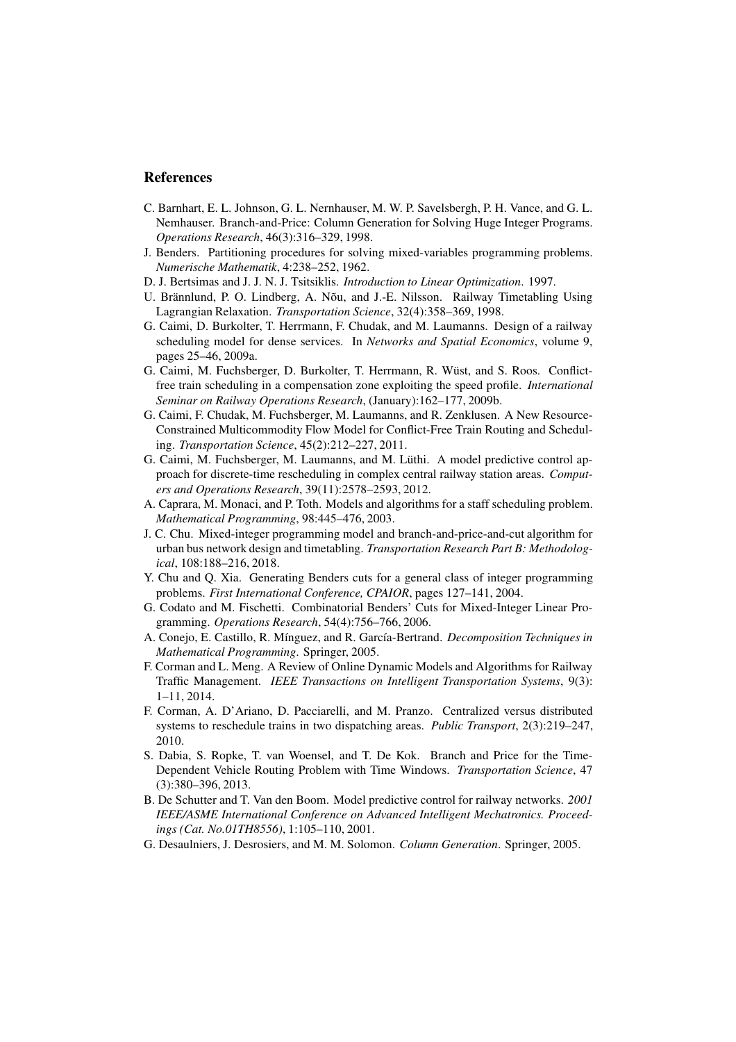## References

C. Barnhart, E. L. Johnson, G. L. Nernhauser, M. W. P. Savelsbergh, P. H. Vance, and G. L. Nemhauser. Branch-and-Price: Column Generation for Solving Huge Integer Programs. *Operations Research*, 46(3):316–329, 1998.

J. Benders. Partitioning procedures for solving mixed-variables programming problems. *Numerische Mathematik*, 4:238–252, 1962.

D. J. Bertsimas and J. J. N. J. Tsitsiklis. *Introduction to Linear Optimization*. 1997.

U. Brännlund, P. O. Lindberg, A. Nõu, and J.-E. Nilsson. Railway Timetabling Using Lagrangian Relaxation. *Transportation Science*, 32(4):358–369, 1998.

G. Caimi, D. Burkolter, T. Herrmann, F. Chudak, and M. Laumanns. Design of a railway scheduling model for dense services. In *Networks and Spatial Economics*, volume 9, pages 25–46, 2009a.

G. Caimi, M. Fuchsberger, D. Burkolter, T. Herrmann, R. Wüst, and S. Roos. Conflict-free train scheduling in a compensation zone exploiting the speed profile. *International Seminar on Railway Operations Research*, (January):162–177, 2009b.

G. Caimi, F. Chudak, M. Fuchsberger, M. Laumanns, and R. Zenklusen. A New Resource-Constrained Multicommodity Flow Model for Conflict-Free Train Routing and Scheduling. *Transportation Science*, 45(2):212–227, 2011.

G. Caimi, M. Fuchsberger, M. Laumanns, and M. Lüthi. A model predictive control approach for discrete-time rescheduling in complex central railway station areas. *Computers and Operations Research*, 39(11):2578–2593, 2012.

A. Caprara, M. Monaci, and P. Toth. Models and algorithms for a staff scheduling problem. *Mathematical Programming*, 98:445–476, 2003.

J. C. Chu. Mixed-integer programming model and branch-and-price-and-cut algorithm for urban bus network design and timetabling. *Transportation Research Part B: Methodological*, 108:188–216, 2018.

Y. Chu and Q. Xia. Generating Benders cuts for a general class of integer programming problems. *First International Conference, CPAIOR*, pages 127–141, 2004.

G. Codato and M. Fischetti. Combinatorial Benders' Cuts for Mixed-Integer Linear Programming. *Operations Research*, 54(4):756–766, 2006.

A. Conejo, E. Castillo, R. Mínguez, and R. García-Bertrand. *Decomposition Techniques in Mathematical Programming*. Springer, 2005.

F. Corman and L. Meng. A Review of Online Dynamic Models and Algorithms for Railway Traffic Management. *IEEE Transactions on Intelligent Transportation Systems*, 9(3): 1–11, 2014.

F. Corman, A. D'Ariano, D. Pacciarelli, and M. Pranzo. Centralized versus distributed systems to reschedule trains in two dispatching areas. *Public Transport*, 2(3):219–247, 2010.

S. Dabia, S. Ropke, T. van Woensel, and T. De Kok. Branch and Price for the Time-Dependent Vehicle Routing Problem with Time Windows. *Transportation Science*, 47 (3):380–396, 2013.

B. De Schutter and T. Van den Boom. Model predictive control for railway networks. *2001 IEEE/ASME International Conference on Advanced Intelligent Mechatronics. Proceedings (Cat. No.01TH8556)*, 1:105–110, 2001.

G. Desaulniers, J. Desrosiers, and M. M. Solomon. *Column Generation*. Springer, 2005.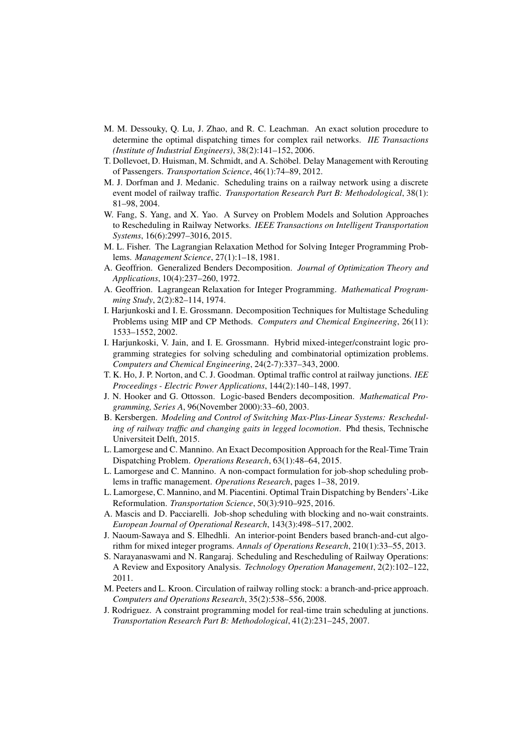M. M. Dessouky, Q. Lu, J. Zhao, and R. C. Leachman. An exact solution procedure to determine the optimal dispatching times for complex rail networks. *IIE Transactions (Institute of Industrial Engineers)*, 38(2):141–152, 2006.

T. Dollevoet, D. Huisman, M. Schmidt, and A. Schöbel. Delay Management with Rerouting of Passengers. *Transportation Science*, 46(1):74–89, 2012.

M. J. Dorfman and J. Medanic. Scheduling trains on a railway network using a discrete event model of railway traffic. *Transportation Research Part B: Methodological*, 38(1): 81–98, 2004.

W. Fang, S. Yang, and X. Yao. A Survey on Problem Models and Solution Approaches to Rescheduling in Railway Networks. *IEEE Transactions on Intelligent Transportation Systems*, 16(6):2997–3016, 2015.

M. L. Fisher. The Lagrangian Relaxation Method for Solving Integer Programming Problems. *Management Science*, 27(1):1–18, 1981.

A. Geoffrion. Generalized Benders Decomposition. *Journal of Optimization Theory and Applications*, 10(4):237–260, 1972.

A. Geoffrion. Lagrangean Relaxation for Integer Programming. *Mathematical Programming Study*, 2(2):82–114, 1974.

I. Harjunkoski and I. E. Grossmann. Decomposition Techniques for Multistage Scheduling Problems using MIP and CP Methods. *Computers and Chemical Engineering*, 26(11): 1533–1552, 2002.

I. Harjunkoski, V. Jain, and I. E. Grossmann. Hybrid mixed-integer/constraint logic programming strategies for solving scheduling and combinatorial optimization problems. *Computers and Chemical Engineering*, 24(2-7):337–343, 2000.

T. K. Ho, J. P. Norton, and C. J. Goodman. Optimal traffic control at railway junctions. *IEE Proceedings - Electric Power Applications*, 144(2):140–148, 1997.

J. N. Hooker and G. Ottosson. Logic-based Benders decomposition. *Mathematical Programming, Series A*, 96(November 2000):33–60, 2003.

B. Kersbergen. *Modeling and Control of Switching Max-Plus-Linear Systems: Rescheduling of railway traffic and changing gaits in legged locomotion*. Phd thesis, Technische Universiteit Delft, 2015.

L. Lamorgese and C. Mannino. An Exact Decomposition Approach for the Real-Time Train Dispatching Problem. *Operations Research*, 63(1):48–64, 2015.

L. Lamorgese and C. Mannino. A non-compact formulation for job-shop scheduling problems in traffic management. *Operations Research*, pages 1–38, 2019.

L. Lamorgese, C. Mannino, and M. Piacentini. Optimal Train Dispatching by Benders'-Like Reformulation. *Transportation Science*, 50(3):910–925, 2016.

A. Mascis and D. Pacciarelli. Job-shop scheduling with blocking and no-wait constraints. *European Journal of Operational Research*, 143(3):498–517, 2002.

J. Naoum-Sawaya and S. Elhedhli. An interior-point Benders based branch-and-cut algorithm for mixed integer programs. *Annals of Operations Research*, 210(1):33–55, 2013.

S. Narayanaswami and N. Rangaraj. Scheduling and Rescheduling of Railway Operations: A Review and Expository Analysis. *Technology Operation Management*, 2(2):102–122, 2011.

M. Peeters and L. Kroon. Circulation of railway rolling stock: a branch-and-price approach. *Computers and Operations Research*, 35(2):538–556, 2008.

J. Rodriguez. A constraint programming model for real-time train scheduling at junctions. *Transportation Research Part B: Methodological*, 41(2):231–245, 2007.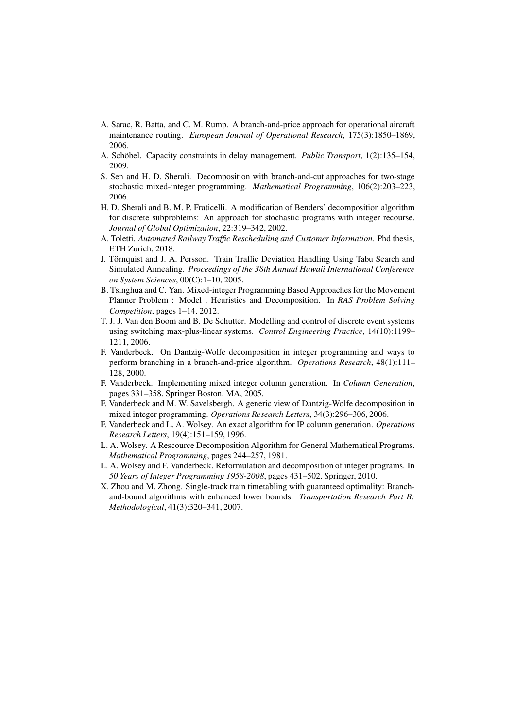A. Sarac, R. Batta, and C. M. Rump. A branch-and-price approach for operational aircraft maintenance routing. *European Journal of Operational Research*, 175(3):1850–1869, 2006.

A. Schöbel. Capacity constraints in delay management. *Public Transport*, 1(2):135–154, 2009.

S. Sen and H. D. Sherali. Decomposition with branch-and-cut approaches for two-stage stochastic mixed-integer programming. *Mathematical Programming*, 106(2):203–223, 2006.

H. D. Sherali and B. M. P. Fraticelli. A modification of Benders' decomposition algorithm for discrete subproblems: An approach for stochastic programs with integer recourse. *Journal of Global Optimization*, 22:319–342, 2002.

A. Toletti. *Automated Railway Traffic Rescheduling and Customer Information*. Phd thesis, ETH Zurich, 2018.

J. Törnquist and J. A. Persson. Train Traffic Deviation Handling Using Tabu Search and Simulated Annealing. *Proceedings of the 38th Annual Hawaii International Conference on System Sciences*, 00(C):1–10, 2005.

B. Tsinghua and C. Yan. Mixed-integer Programming Based Approaches for the Movement Planner Problem : Model , Heuristics and Decomposition. In *RAS Problem Solving Competition*, pages 1–14, 2012.

T. J. J. Van den Boom and B. De Schutter. Modelling and control of discrete event systems using switching max-plus-linear systems. *Control Engineering Practice*, 14(10):1199–1211, 2006.

F. Vanderbeck. On Dantzig-Wolfe decomposition in integer programming and ways to perform branching in a branch-and-price algorithm. *Operations Research*, 48(1):111–128, 2000.

F. Vanderbeck. Implementing mixed integer column generation. In *Column Generation*, pages 331–358. Springer Boston, MA, 2005.

F. Vanderbeck and M. W. Savelsbergh. A generic view of Dantzig-Wolfe decomposition in mixed integer programming. *Operations Research Letters*, 34(3):296–306, 2006.

F. Vanderbeck and L. A. Wolsey. An exact algorithm for IP column generation. *Operations Research Letters*, 19(4):151–159, 1996.

L. A. Wolsey. A Rescource Decomposition Algorithm for General Mathematical Programs. *Mathematical Programming*, pages 244–257, 1981.

L. A. Wolsey and F. Vanderbeck. Reformulation and decomposition of integer programs. In *50 Years of Integer Programming 1958-2008*, pages 431–502. Springer, 2010.

X. Zhou and M. Zhong. Single-track train timetabling with guaranteed optimality: Branch-and-bound algorithms with enhanced lower bounds. *Transportation Research Part B: Methodological*, 41(3):320–341, 2007.